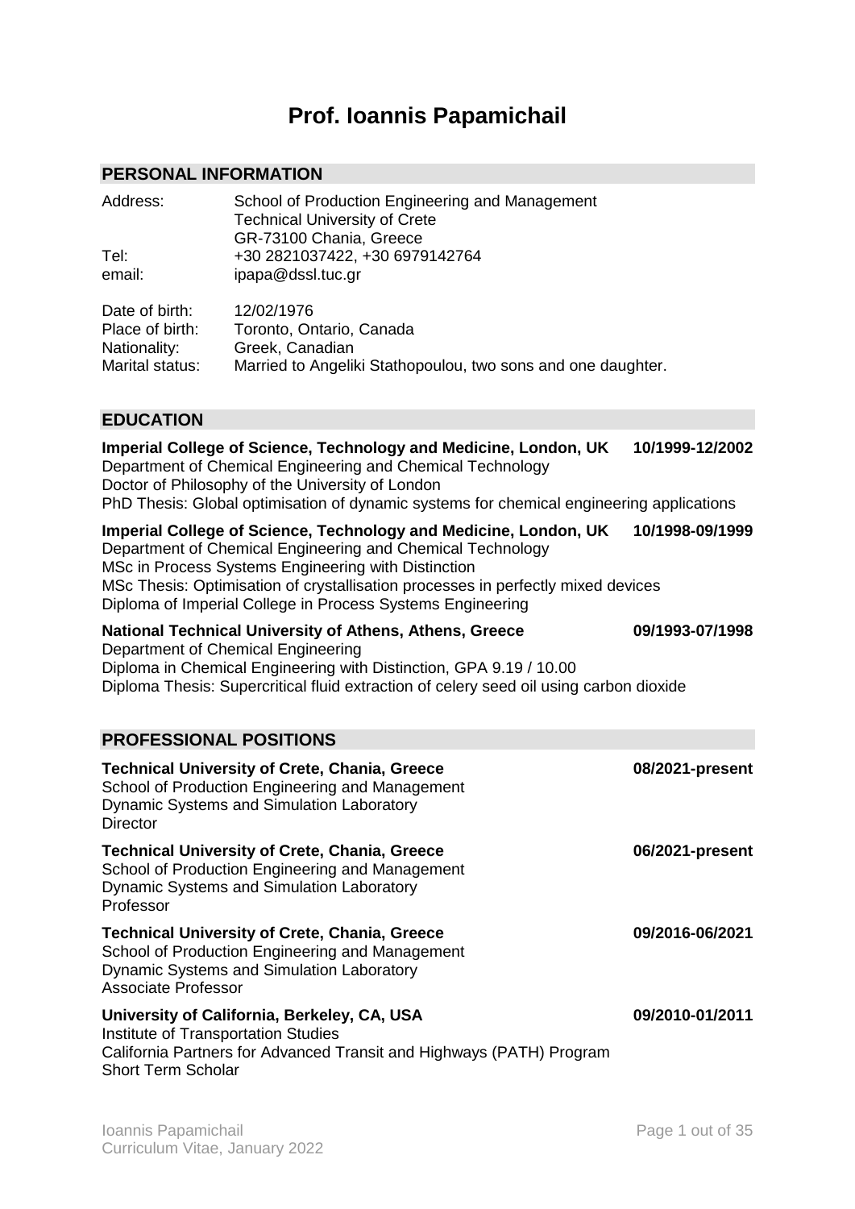# Prof. Ioannis Papamichail

## PERSONAL INFORMATION

Address: School of Production Engineering and Management
Technical University of Crete
GR-73100 Chania, Greece
Tel: +30 2821037422, +30 6979142764
email: ipapa@dssl.tuc.gr

Date of birth: 12/02/1976
Place of birth: Toronto, Ontario, Canada
Nationality: Greek, Canadian
Marital status: Married to Angeliki Stathopoulou, two sons and one daughter.

## EDUCATION

**Imperial College of Science, Technology and Medicine, London, UK** **10/1999-12/2002**
Department of Chemical Engineering and Chemical Technology
Doctor of Philosophy of the University of London
PhD Thesis: Global optimisation of dynamic systems for chemical engineering applications

**Imperial College of Science, Technology and Medicine, London, UK** **10/1998-09/1999**
Department of Chemical Engineering and Chemical Technology
MSc in Process Systems Engineering with Distinction
MSc Thesis: Optimisation of crystallisation processes in perfectly mixed devices
Diploma of Imperial College in Process Systems Engineering

**National Technical University of Athens, Athens, Greece** **09/1993-07/1998**
Department of Chemical Engineering
Diploma in Chemical Engineering with Distinction, GPA 9.19 / 10.00
Diploma Thesis: Supercritical fluid extraction of celery seed oil using carbon dioxide

## PROFESSIONAL POSITIONS

**Technical University of Crete, Chania, Greece** **08/2021-present**
School of Production Engineering and Management
Dynamic Systems and Simulation Laboratory
Director

**Technical University of Crete, Chania, Greece** **06/2021-present**
School of Production Engineering and Management
Dynamic Systems and Simulation Laboratory
Professor

**Technical University of Crete, Chania, Greece** **09/2016-06/2021**
School of Production Engineering and Management
Dynamic Systems and Simulation Laboratory
Associate Professor

**University of California, Berkeley, CA, USA** **09/2010-01/2011**
Institute of Transportation Studies
California Partners for Advanced Transit and Highways (PATH) Program
Short Term Scholar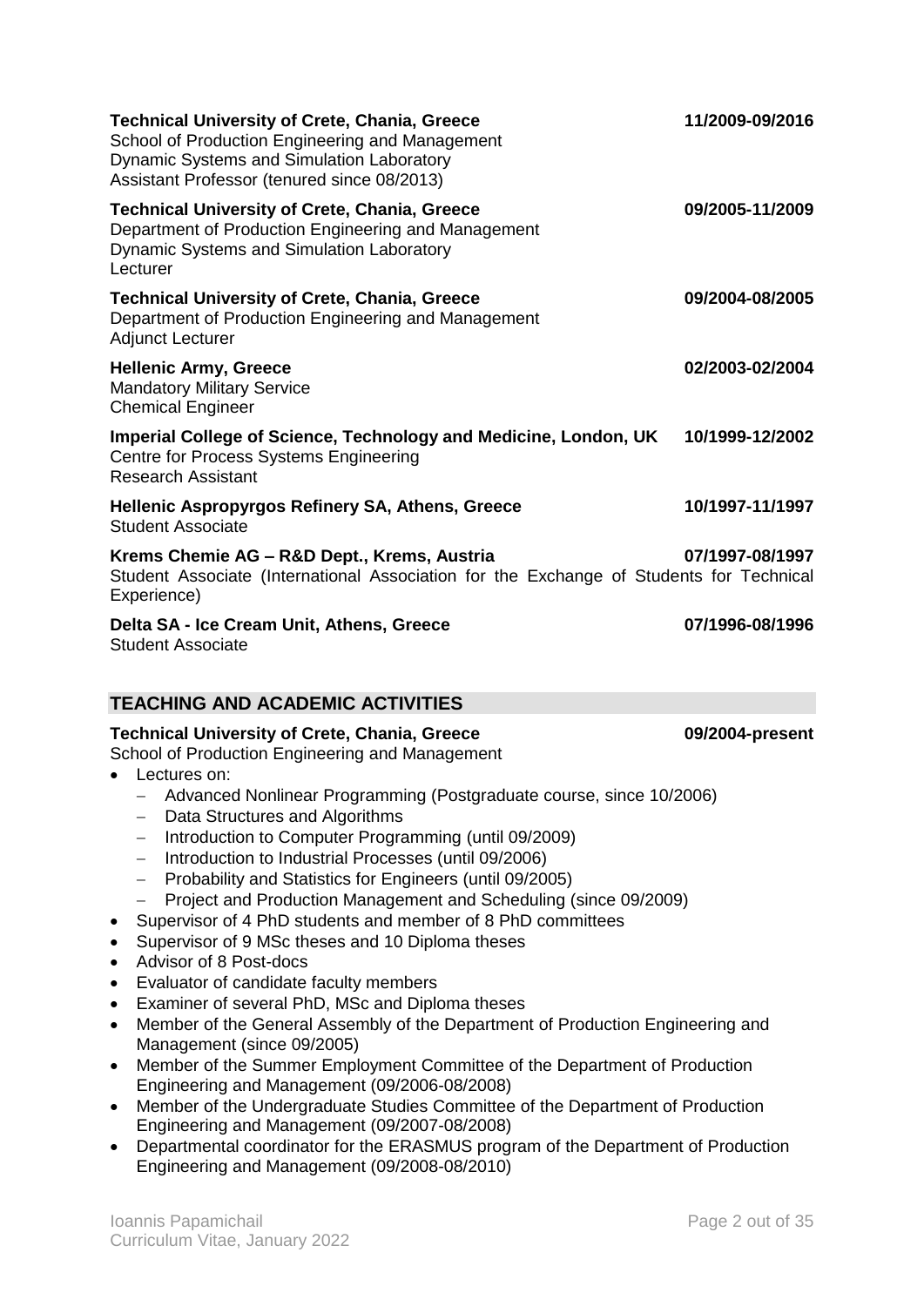**Technical University of Crete, Chania, Greece** **11/2009-09/2016**
School of Production Engineering and Management
Dynamic Systems and Simulation Laboratory
Assistant Professor (tenured since 08/2013)

**Technical University of Crete, Chania, Greece** **09/2005-11/2009**
Department of Production Engineering and Management
Dynamic Systems and Simulation Laboratory
Lecturer

**Technical University of Crete, Chania, Greece** **09/2004-08/2005**
Department of Production Engineering and Management
Adjunct Lecturer

**Hellenic Army, Greece** **02/2003-02/2004**
Mandatory Military Service
Chemical Engineer

**Imperial College of Science, Technology and Medicine, London, UK** **10/1999-12/2002**
Centre for Process Systems Engineering
Research Assistant

**Hellenic Aspropyrgos Refinery SA, Athens, Greece** **10/1997-11/1997**
Student Associate

**Krems Chemie AG – R&D Dept., Krems, Austria** **07/1997-08/1997**
Student Associate (International Association for the Exchange of Students for Technical Experience)

**Delta SA - Ice Cream Unit, Athens, Greece** **07/1996-08/1996**
Student Associate

## TEACHING AND ACADEMIC ACTIVITIES

**Technical University of Crete, Chania, Greece** **09/2004-present**
School of Production Engineering and Management

- Lectures on:
  - Advanced Nonlinear Programming (Postgraduate course, since 10/2006)
  - Data Structures and Algorithms
  - Introduction to Computer Programming (until 09/2009)
  - Introduction to Industrial Processes (until 09/2006)
  - Probability and Statistics for Engineers (until 09/2005)
  - Project and Production Management and Scheduling (since 09/2009)
- Supervisor of 4 PhD students and member of 8 PhD committees
- Supervisor of 9 MSc theses and 10 Diploma theses
- Advisor of 8 Post-docs
- Evaluator of candidate faculty members
- Examiner of several PhD, MSc and Diploma theses
- Member of the General Assembly of the Department of Production Engineering and Management (since 09/2005)
- Member of the Summer Employment Committee of the Department of Production Engineering and Management (09/2006-08/2008)
- Member of the Undergraduate Studies Committee of the Department of Production Engineering and Management (09/2007-08/2008)
- Departmental coordinator for the ERASMUS program of the Department of Production Engineering and Management (09/2008-08/2010)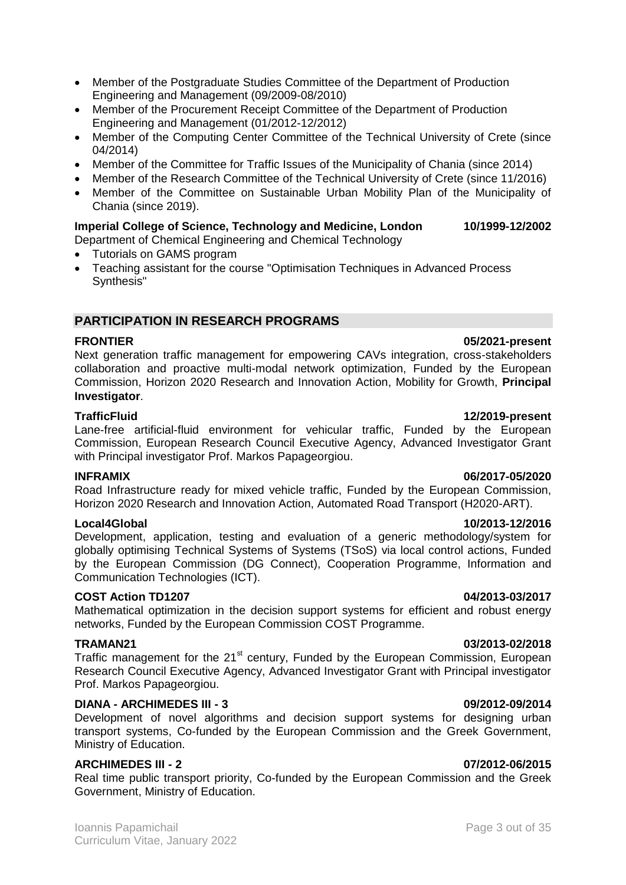- Member of the Postgraduate Studies Committee of the Department of Production Engineering and Management (09/2009-08/2010)
- Member of the Procurement Receipt Committee of the Department of Production Engineering and Management (01/2012-12/2012)
- Member of the Computing Center Committee of the Technical University of Crete (since 04/2014)
- Member of the Committee for Traffic Issues of the Municipality of Chania (since 2014)
- Member of the Research Committee of the Technical University of Crete (since 11/2016)
- Member of the Committee on Sustainable Urban Mobility Plan of the Municipality of Chania (since 2019).

**Imperial College of Science, Technology and Medicine, London** **10/1999-12/2002**
Department of Chemical Engineering and Chemical Technology

- Tutorials on GAMS program
- Teaching assistant for the course "Optimisation Techniques in Advanced Process Synthesis"

## PARTICIPATION IN RESEARCH PROGRAMS

**FRONTIER** **05/2021-present**
Next generation traffic management for empowering CAVs integration, cross-stakeholders collaboration and proactive multi-modal network optimization, Funded by the European Commission, Horizon 2020 Research and Innovation Action, Mobility for Growth, **Principal Investigator**.

**TrafficFluid** **12/2019-present**
Lane-free artificial-fluid environment for vehicular traffic, Funded by the European Commission, European Research Council Executive Agency, Advanced Investigator Grant with Principal investigator Prof. Markos Papageorgiou.

**INFRAMIX** **06/2017-05/2020**
Road Infrastructure ready for mixed vehicle traffic, Funded by the European Commission, Horizon 2020 Research and Innovation Action, Automated Road Transport (H2020-ART).

**Local4Global** **10/2013-12/2016**
Development, application, testing and evaluation of a generic methodology/system for globally optimising Technical Systems of Systems (TSoS) via local control actions, Funded by the European Commission (DG Connect), Cooperation Programme, Information and Communication Technologies (ICT).

**COST Action TD1207** **04/2013-03/2017**
Mathematical optimization in the decision support systems for efficient and robust energy networks, Funded by the European Commission COST Programme.

**TRAMAN21** **03/2013-02/2018**
Traffic management for the 21st century, Funded by the European Commission, European Research Council Executive Agency, Advanced Investigator Grant with Principal investigator Prof. Markos Papageorgiou.

**DIANA - ARCHIMEDES III - 3** **09/2012-09/2014**
Development of novel algorithms and decision support systems for designing urban transport systems, Co-funded by the European Commission and the Greek Government, Ministry of Education.

**ARCHIMEDES III - 2** **07/2012-06/2015**
Real time public transport priority, Co-funded by the European Commission and the Greek Government, Ministry of Education.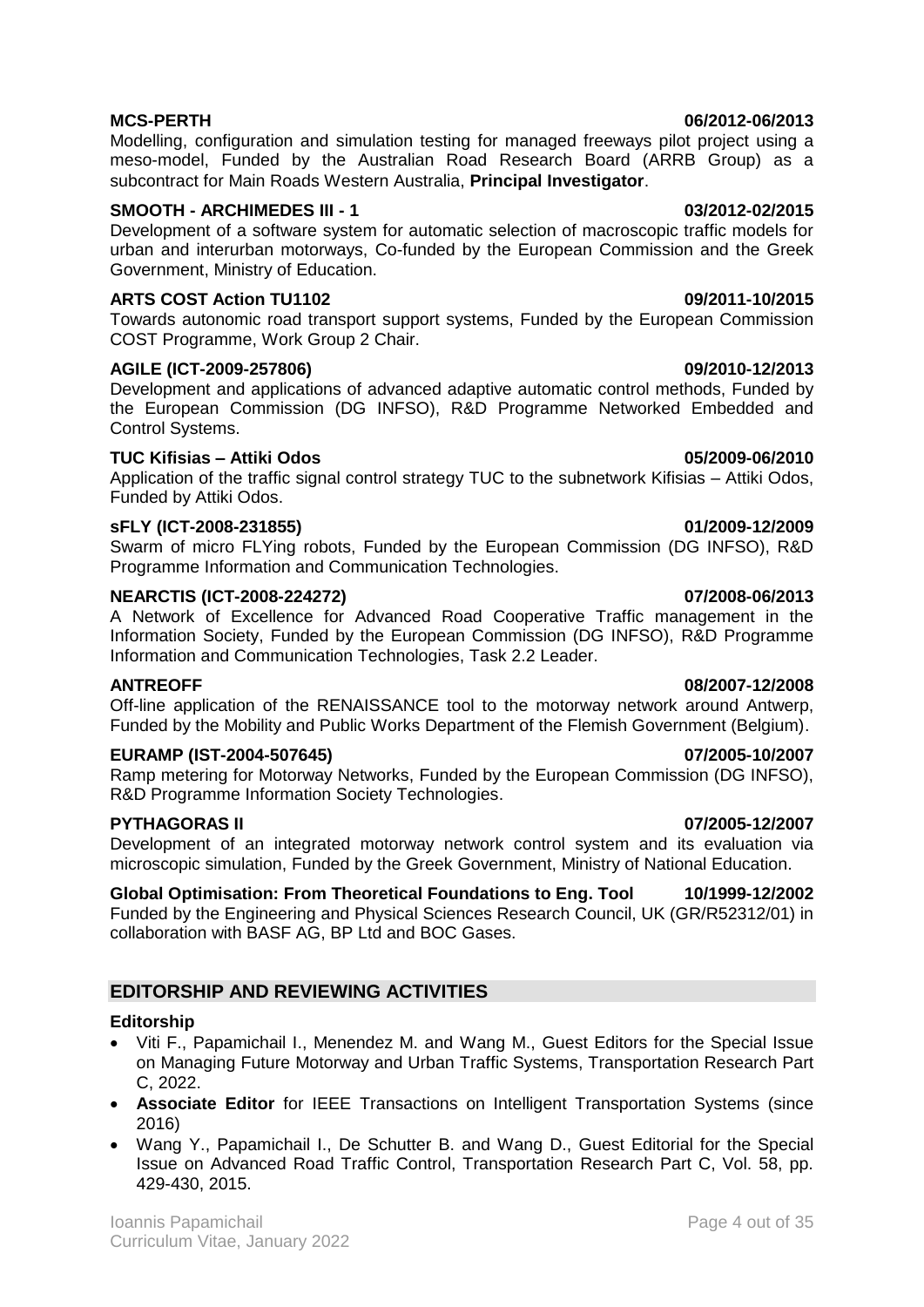**MCS-PERTH** **06/2012-06/2013**
Modelling, configuration and simulation testing for managed freeways pilot project using a meso-model, Funded by the Australian Road Research Board (ARRB Group) as a subcontract for Main Roads Western Australia, **Principal Investigator**.

**SMOOTH - ARCHIMEDES III - 1** **03/2012-02/2015**
Development of a software system for automatic selection of macroscopic traffic models for urban and interurban motorways, Co-funded by the European Commission and the Greek Government, Ministry of Education.

**ARTS COST Action TU1102** **09/2011-10/2015**
Towards autonomic road transport support systems, Funded by the European Commission COST Programme, Work Group 2 Chair.

**AGILE (ICT-2009-257806)** **09/2010-12/2013**
Development and applications of advanced adaptive automatic control methods, Funded by the European Commission (DG INFSO), R&D Programme Networked Embedded and Control Systems.

**TUC Kifisias – Attiki Odos** **05/2009-06/2010**
Application of the traffic signal control strategy TUC to the subnetwork Kifisias – Attiki Odos, Funded by Attiki Odos.

**sFLY (ICT-2008-231855)** **01/2009-12/2009**
Swarm of micro FLYing robots, Funded by the European Commission (DG INFSO), R&D Programme Information and Communication Technologies.

**NEARCTIS (ICT-2008-224272)** **07/2008-06/2013**
A Network of Excellence for Advanced Road Cooperative Traffic management in the Information Society, Funded by the European Commission (DG INFSO), R&D Programme Information and Communication Technologies, Task 2.2 Leader.

**ANTREOFF** **08/2007-12/2008**
Off-line application of the RENAISSANCE tool to the motorway network around Antwerp, Funded by the Mobility and Public Works Department of the Flemish Government (Belgium).

**EURAMP (IST-2004-507645)** **07/2005-10/2007**
Ramp metering for Motorway Networks, Funded by the European Commission (DG INFSO), R&D Programme Information Society Technologies.

**PYTHAGORAS II** **07/2005-12/2007**
Development of an integrated motorway network control system and its evaluation via microscopic simulation, Funded by the Greek Government, Ministry of National Education.

**Global Optimisation: From Theoretical Foundations to Eng. Tool** **10/1999-12/2002**
Funded by the Engineering and Physical Sciences Research Council, UK (GR/R52312/01) in collaboration with BASF AG, BP Ltd and BOC Gases.

## EDITORSHIP AND REVIEWING ACTIVITIES

### Editorship

- Viti F., Papamichail I., Menendez M. and Wang M., Guest Editors for the Special Issue on Managing Future Motorway and Urban Traffic Systems, Transportation Research Part C, 2022.
- **Associate Editor** for IEEE Transactions on Intelligent Transportation Systems (since 2016)
- Wang Y., Papamichail I., De Schutter B. and Wang D., Guest Editorial for the Special Issue on Advanced Road Traffic Control, Transportation Research Part C, Vol. 58, pp. 429-430, 2015.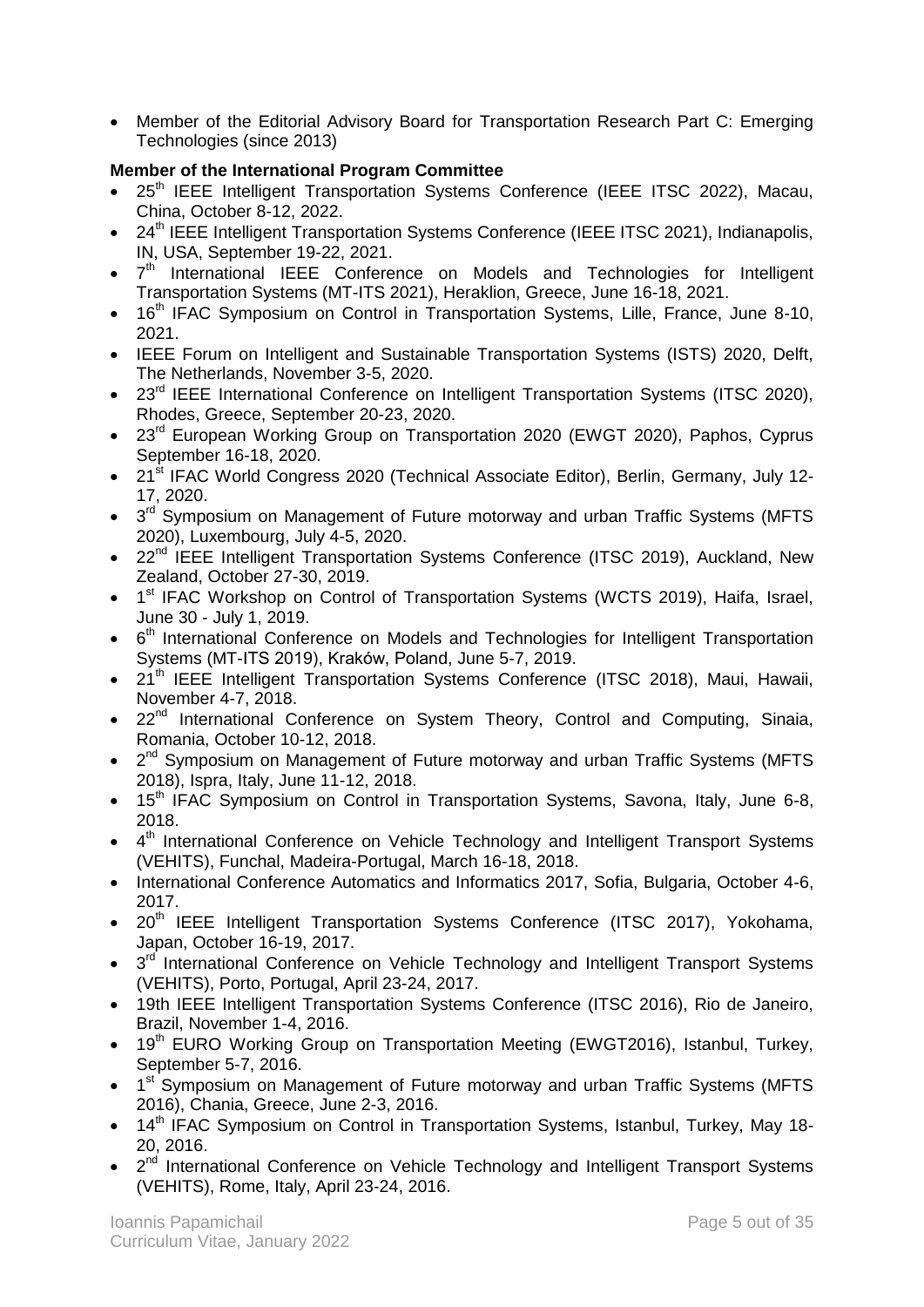- Member of the Editorial Advisory Board for Transportation Research Part C: Emerging Technologies (since 2013)

**Member of the International Program Committee**

- 25th IEEE Intelligent Transportation Systems Conference (IEEE ITSC 2022), Macau, China, October 8-12, 2022.
- 24th IEEE Intelligent Transportation Systems Conference (IEEE ITSC 2021), Indianapolis, IN, USA, September 19-22, 2021.
- 7th International IEEE Conference on Models and Technologies for Intelligent Transportation Systems (MT-ITS 2021), Heraklion, Greece, June 16-18, 2021.
- 16th IFAC Symposium on Control in Transportation Systems, Lille, France, June 8-10, 2021.
- IEEE Forum on Intelligent and Sustainable Transportation Systems (ISTS) 2020, Delft, The Netherlands, November 3-5, 2020.
- 23rd IEEE International Conference on Intelligent Transportation Systems (ITSC 2020), Rhodes, Greece, September 20-23, 2020.
- 23rd European Working Group on Transportation 2020 (EWGT 2020), Paphos, Cyprus September 16-18, 2020.
- 21st IFAC World Congress 2020 (Technical Associate Editor), Berlin, Germany, July 12-17, 2020.
- 3rd Symposium on Management of Future motorway and urban Traffic Systems (MFTS 2020), Luxembourg, July 4-5, 2020.
- 22nd IEEE Intelligent Transportation Systems Conference (ITSC 2019), Auckland, New Zealand, October 27-30, 2019.
- 1st IFAC Workshop on Control of Transportation Systems (WCTS 2019), Haifa, Israel, June 30 - July 1, 2019.
- 6th International Conference on Models and Technologies for Intelligent Transportation Systems (MT-ITS 2019), Kraków, Poland, June 5-7, 2019.
- 21th IEEE Intelligent Transportation Systems Conference (ITSC 2018), Maui, Hawaii, November 4-7, 2018.
- 22nd International Conference on System Theory, Control and Computing, Sinaia, Romania, October 10-12, 2018.
- 2nd Symposium on Management of Future motorway and urban Traffic Systems (MFTS 2018), Ispra, Italy, June 11-12, 2018.
- 15th IFAC Symposium on Control in Transportation Systems, Savona, Italy, June 6-8, 2018.
- 4th International Conference on Vehicle Technology and Intelligent Transport Systems (VEHITS), Funchal, Madeira-Portugal, March 16-18, 2018.
- International Conference Automatics and Informatics 2017, Sofia, Bulgaria, October 4-6, 2017.
- 20th IEEE Intelligent Transportation Systems Conference (ITSC 2017), Yokohama, Japan, October 16-19, 2017.
- 3rd International Conference on Vehicle Technology and Intelligent Transport Systems (VEHITS), Porto, Portugal, April 23-24, 2017.
- 19th IEEE Intelligent Transportation Systems Conference (ITSC 2016), Rio de Janeiro, Brazil, November 1-4, 2016.
- 19th EURO Working Group on Transportation Meeting (EWGT2016), Istanbul, Turkey, September 5-7, 2016.
- 1st Symposium on Management of Future motorway and urban Traffic Systems (MFTS 2016), Chania, Greece, June 2-3, 2016.
- 14th IFAC Symposium on Control in Transportation Systems, Istanbul, Turkey, May 18-20, 2016.
- 2nd International Conference on Vehicle Technology and Intelligent Transport Systems (VEHITS), Rome, Italy, April 23-24, 2016.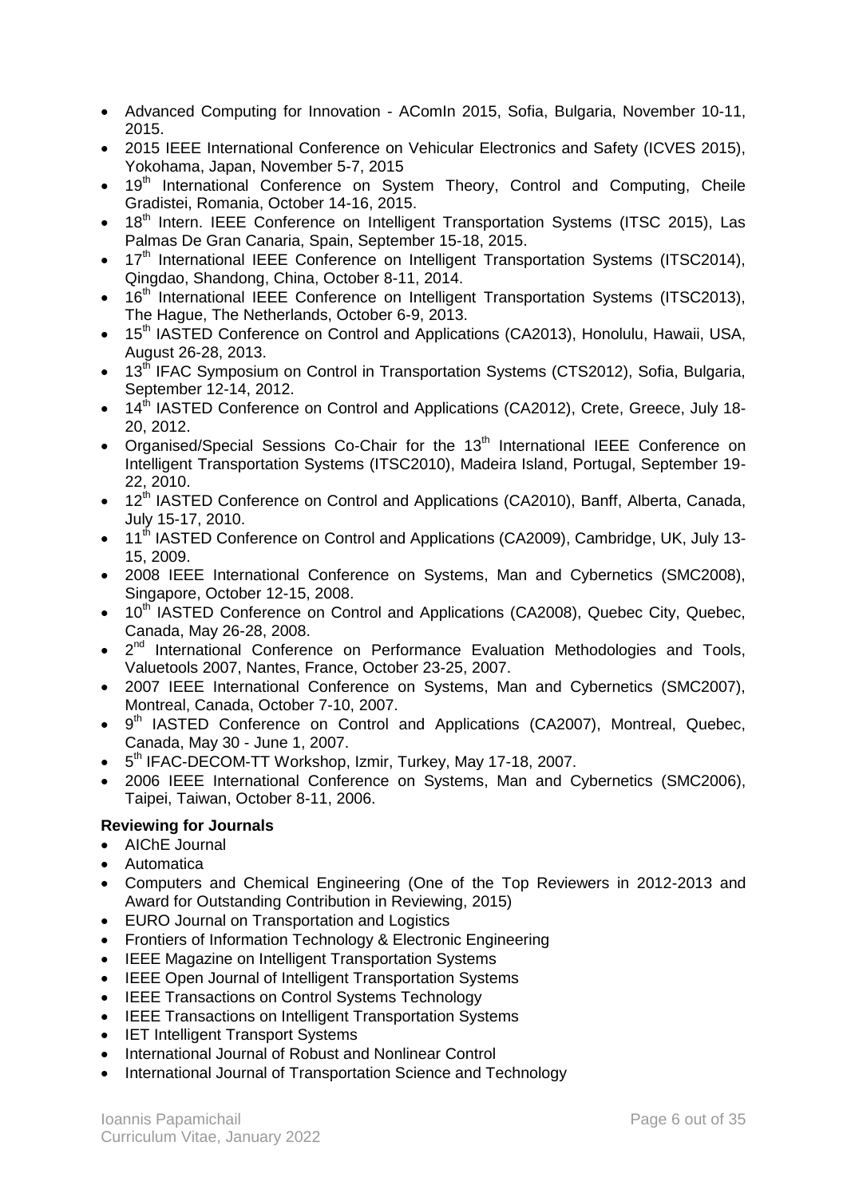- Advanced Computing for Innovation - AComIn 2015, Sofia, Bulgaria, November 10-11, 2015.
- 2015 IEEE International Conference on Vehicular Electronics and Safety (ICVES 2015), Yokohama, Japan, November 5-7, 2015
- 19th International Conference on System Theory, Control and Computing, Cheile Gradistei, Romania, October 14-16, 2015.
- 18th Intern. IEEE Conference on Intelligent Transportation Systems (ITSC 2015), Las Palmas De Gran Canaria, Spain, September 15-18, 2015.
- 17th International IEEE Conference on Intelligent Transportation Systems (ITSC2014), Qingdao, Shandong, China, October 8-11, 2014.
- 16th International IEEE Conference on Intelligent Transportation Systems (ITSC2013), The Hague, The Netherlands, October 6-9, 2013.
- 15th IASTED Conference on Control and Applications (CA2013), Honolulu, Hawaii, USA, August 26-28, 2013.
- 13th IFAC Symposium on Control in Transportation Systems (CTS2012), Sofia, Bulgaria, September 12-14, 2012.
- 14th IASTED Conference on Control and Applications (CA2012), Crete, Greece, July 18-20, 2012.
- Organised/Special Sessions Co-Chair for the 13th International IEEE Conference on Intelligent Transportation Systems (ITSC2010), Madeira Island, Portugal, September 19-22, 2010.
- 12th IASTED Conference on Control and Applications (CA2010), Banff, Alberta, Canada, July 15-17, 2010.
- 11th IASTED Conference on Control and Applications (CA2009), Cambridge, UK, July 13-15, 2009.
- 2008 IEEE International Conference on Systems, Man and Cybernetics (SMC2008), Singapore, October 12-15, 2008.
- 10th IASTED Conference on Control and Applications (CA2008), Quebec City, Quebec, Canada, May 26-28, 2008.
- 2nd International Conference on Performance Evaluation Methodologies and Tools, Valuetools 2007, Nantes, France, October 23-25, 2007.
- 2007 IEEE International Conference on Systems, Man and Cybernetics (SMC2007), Montreal, Canada, October 7-10, 2007.
- 9th IASTED Conference on Control and Applications (CA2007), Montreal, Quebec, Canada, May 30 - June 1, 2007.
- 5th IFAC-DECOM-TT Workshop, Izmir, Turkey, May 17-18, 2007.
- 2006 IEEE International Conference on Systems, Man and Cybernetics (SMC2006), Taipei, Taiwan, October 8-11, 2006.

**Reviewing for Journals**

- AIChE Journal
- Automatica
- Computers and Chemical Engineering (One of the Top Reviewers in 2012-2013 and Award for Outstanding Contribution in Reviewing, 2015)
- EURO Journal on Transportation and Logistics
- Frontiers of Information Technology & Electronic Engineering
- IEEE Magazine on Intelligent Transportation Systems
- IEEE Open Journal of Intelligent Transportation Systems
- IEEE Transactions on Control Systems Technology
- IEEE Transactions on Intelligent Transportation Systems
- IET Intelligent Transport Systems
- International Journal of Robust and Nonlinear Control
- International Journal of Transportation Science and Technology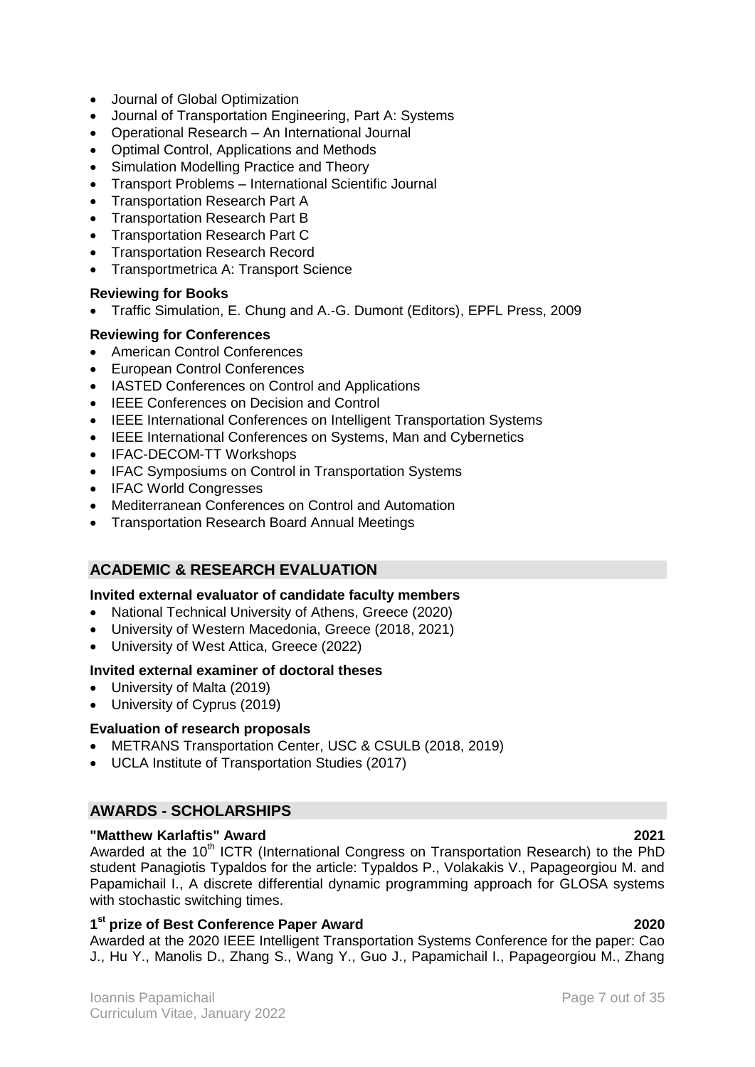- Journal of Global Optimization
- Journal of Transportation Engineering, Part A: Systems
- Operational Research – An International Journal
- Optimal Control, Applications and Methods
- Simulation Modelling Practice and Theory
- Transport Problems – International Scientific Journal
- Transportation Research Part A
- Transportation Research Part B
- Transportation Research Part C
- Transportation Research Record
- Transportmetrica A: Transport Science

**Reviewing for Books**

- Traffic Simulation, E. Chung and A.-G. Dumont (Editors), EPFL Press, 2009

**Reviewing for Conferences**

- American Control Conferences
- European Control Conferences
- IASTED Conferences on Control and Applications
- IEEE Conferences on Decision and Control
- IEEE International Conferences on Intelligent Transportation Systems
- IEEE International Conferences on Systems, Man and Cybernetics
- IFAC-DECOM-TT Workshops
- IFAC Symposiums on Control in Transportation Systems
- IFAC World Congresses
- Mediterranean Conferences on Control and Automation
- Transportation Research Board Annual Meetings

## ACADEMIC & RESEARCH EVALUATION

**Invited external evaluator of candidate faculty members**

- National Technical University of Athens, Greece (2020)
- University of Western Macedonia, Greece (2018, 2021)
- University of West Attica, Greece (2022)

**Invited external examiner of doctoral theses**

- University of Malta (2019)
- University of Cyprus (2019)

**Evaluation of research proposals**

- METRANS Transportation Center, USC & CSULB (2018, 2019)
- UCLA Institute of Transportation Studies (2017)

## AWARDS - SCHOLARSHIPS

**"Matthew Karlaftis" Award** **2021**

Awarded at the 10th ICTR (International Congress on Transportation Research) to the PhD student Panagiotis Typaldos for the article: Typaldos P., Volakakis V., Papageorgiou M. and Papamichail I., A discrete differential dynamic programming approach for GLOSA systems with stochastic switching times.

**1st prize of Best Conference Paper Award** **2020**

Awarded at the 2020 IEEE Intelligent Transportation Systems Conference for the paper: Cao J., Hu Y., Manolis D., Zhang S., Wang Y., Guo J., Papamichail I., Papageorgiou M., Zhang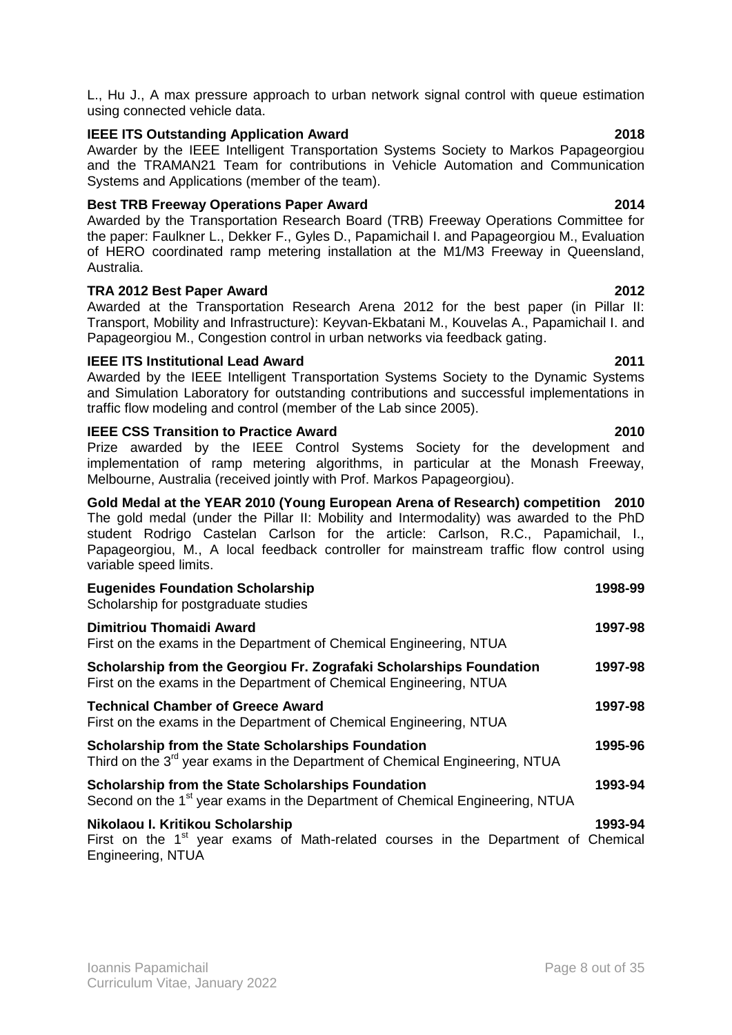L., Hu J., A max pressure approach to urban network signal control with queue estimation using connected vehicle data.

**IEEE ITS Outstanding Application Award** **2018**
Awarder by the IEEE Intelligent Transportation Systems Society to Markos Papageorgiou and the TRAMAN21 Team for contributions in Vehicle Automation and Communication Systems and Applications (member of the team).

**Best TRB Freeway Operations Paper Award** **2014**
Awarded by the Transportation Research Board (TRB) Freeway Operations Committee for the paper: Faulkner L., Dekker F., Gyles D., Papamichail I. and Papageorgiou M., Evaluation of HERO coordinated ramp metering installation at the M1/M3 Freeway in Queensland, Australia.

**TRA 2012 Best Paper Award** **2012**
Awarded at the Transportation Research Arena 2012 for the best paper (in Pillar II: Transport, Mobility and Infrastructure): Keyvan-Ekbatani M., Kouvelas A., Papamichail I. and Papageorgiou M., Congestion control in urban networks via feedback gating.

**IEEE ITS Institutional Lead Award** **2011**
Awarded by the IEEE Intelligent Transportation Systems Society to the Dynamic Systems and Simulation Laboratory for outstanding contributions and successful implementations in traffic flow modeling and control (member of the Lab since 2005).

**IEEE CSS Transition to Practice Award** **2010**
Prize awarded by the IEEE Control Systems Society for the development and implementation of ramp metering algorithms, in particular at the Monash Freeway, Melbourne, Australia (received jointly with Prof. Markos Papageorgiou).

**Gold Medal at the YEAR 2010 (Young European Arena of Research) competition** **2010**
The gold medal (under the Pillar II: Mobility and Intermodality) was awarded to the PhD student Rodrigo Castelan Carlson for the article: Carlson, R.C., Papamichail, I., Papageorgiou, M., A local feedback controller for mainstream traffic flow control using variable speed limits.

**Eugenides Foundation Scholarship** **1998-99**
Scholarship for postgraduate studies

**Dimitriou Thomaidi Award** **1997-98**
First on the exams in the Department of Chemical Engineering, NTUA

**Scholarship from the Georgiou Fr. Zografaki Scholarships Foundation** **1997-98**
First on the exams in the Department of Chemical Engineering, NTUA

**Technical Chamber of Greece Award** **1997-98**
First on the exams in the Department of Chemical Engineering, NTUA

**Scholarship from the State Scholarships Foundation** **1995-96**
Third on the 3rd year exams in the Department of Chemical Engineering, NTUA

**Scholarship from the State Scholarships Foundation** **1993-94**
Second on the 1st year exams in the Department of Chemical Engineering, NTUA

**Nikolaou I. Kritikou Scholarship** **1993-94**
First on the 1st year exams of Math-related courses in the Department of Chemical Engineering, NTUA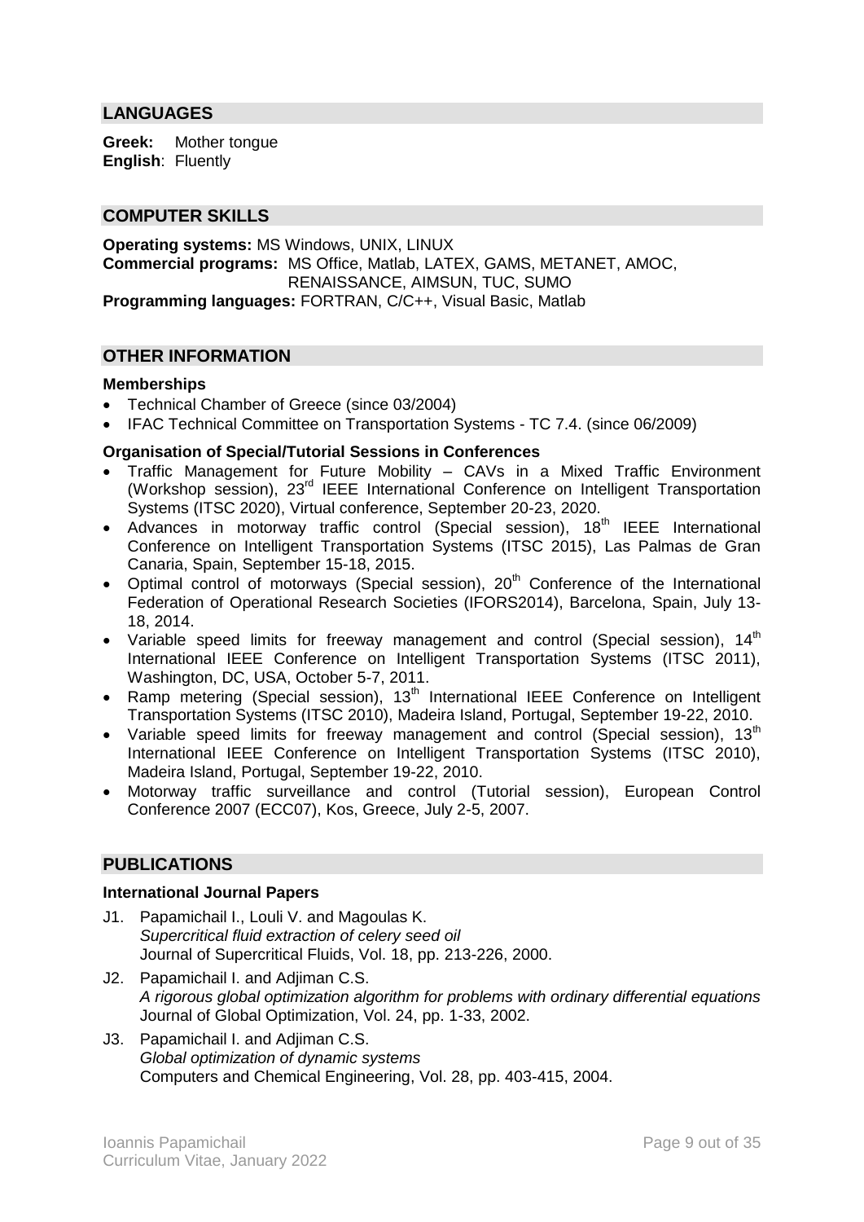## LANGUAGES

**Greek:** Mother tongue
**English**: Fluently

## COMPUTER SKILLS

**Operating systems:** MS Windows, UNIX, LINUX
**Commercial programs:** MS Office, Matlab, LATEX, GAMS, METANET, AMOC, RENAISSANCE, AIMSUN, TUC, SUMO
**Programming languages:** FORTRAN, C/C++, Visual Basic, Matlab

## OTHER INFORMATION

### Memberships

- Technical Chamber of Greece (since 03/2004)
- IFAC Technical Committee on Transportation Systems - TC 7.4. (since 06/2009)

### Organisation of Special/Tutorial Sessions in Conferences

- Traffic Management for Future Mobility – CAVs in a Mixed Traffic Environment (Workshop session), 23rd IEEE International Conference on Intelligent Transportation Systems (ITSC 2020), Virtual conference, September 20-23, 2020.
- Advances in motorway traffic control (Special session), 18th IEEE International Conference on Intelligent Transportation Systems (ITSC 2015), Las Palmas de Gran Canaria, Spain, September 15-18, 2015.
- Optimal control of motorways (Special session), 20th Conference of the International Federation of Operational Research Societies (IFORS2014), Barcelona, Spain, July 13-18, 2014.
- Variable speed limits for freeway management and control (Special session), 14th International IEEE Conference on Intelligent Transportation Systems (ITSC 2011), Washington, DC, USA, October 5-7, 2011.
- Ramp metering (Special session), 13th International IEEE Conference on Intelligent Transportation Systems (ITSC 2010), Madeira Island, Portugal, September 19-22, 2010.
- Variable speed limits for freeway management and control (Special session), 13th International IEEE Conference on Intelligent Transportation Systems (ITSC 2010), Madeira Island, Portugal, September 19-22, 2010.
- Motorway traffic surveillance and control (Tutorial session), European Control Conference 2007 (ECC07), Kos, Greece, July 2-5, 2007.

## PUBLICATIONS

### International Journal Papers

J1. Papamichail I., Louli V. and Magoulas K.
*Supercritical fluid extraction of celery seed oil*
Journal of Supercritical Fluids, Vol. 18, pp. 213-226, 2000.

J2. Papamichail I. and Adjiman C.S.
*A rigorous global optimization algorithm for problems with ordinary differential equations*
Journal of Global Optimization, Vol. 24, pp. 1-33, 2002.

J3. Papamichail I. and Adjiman C.S.
*Global optimization of dynamic systems*
Computers and Chemical Engineering, Vol. 28, pp. 403-415, 2004.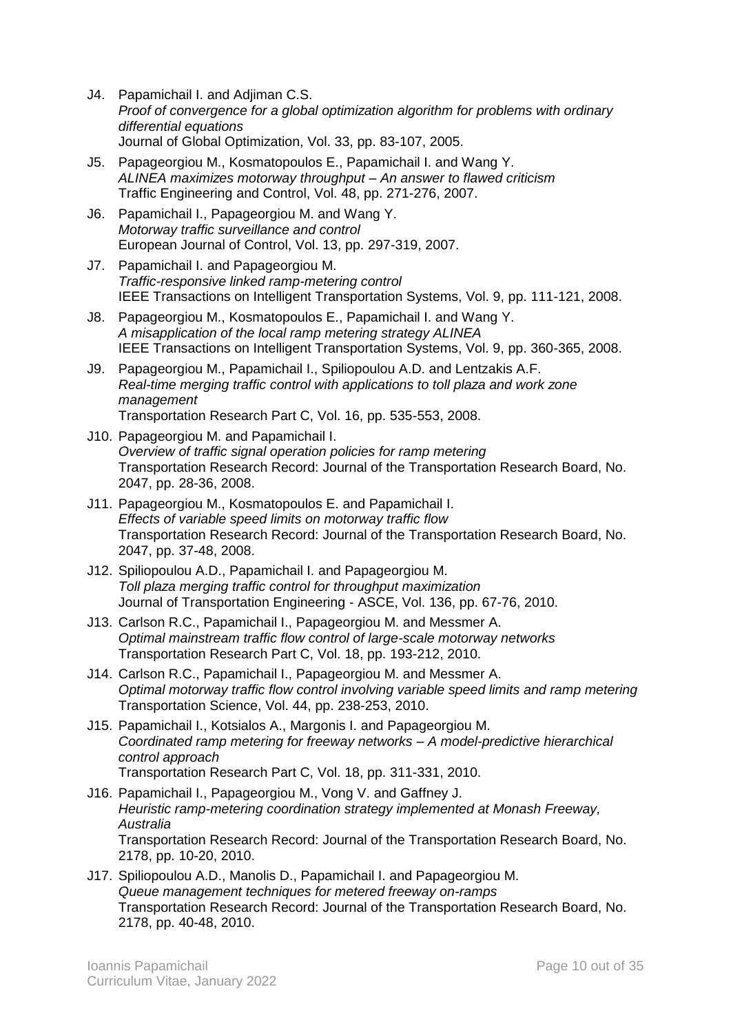J4. Papamichail I. and Adjiman C.S.  
*Proof of convergence for a global optimization algorithm for problems with ordinary differential equations*  
Journal of Global Optimization, Vol. 33, pp. 83-107, 2005.

J5. Papageorgiou M., Kosmatopoulos E., Papamichail I. and Wang Y.  
*ALINEA maximizes motorway throughput – An answer to flawed criticism*  
Traffic Engineering and Control, Vol. 48, pp. 271-276, 2007.

J6. Papamichail I., Papageorgiou M. and Wang Y.  
*Motorway traffic surveillance and control*  
European Journal of Control, Vol. 13, pp. 297-319, 2007.

J7. Papamichail I. and Papageorgiou M.  
*Traffic-responsive linked ramp-metering control*  
IEEE Transactions on Intelligent Transportation Systems, Vol. 9, pp. 111-121, 2008.

J8. Papageorgiou M., Kosmatopoulos E., Papamichail I. and Wang Y.  
*A misapplication of the local ramp metering strategy ALINEA*  
IEEE Transactions on Intelligent Transportation Systems, Vol. 9, pp. 360-365, 2008.

J9. Papageorgiou M., Papamichail I., Spiliopoulou A.D. and Lentzakis A.F.  
*Real-time merging traffic control with applications to toll plaza and work zone management*  
Transportation Research Part C, Vol. 16, pp. 535-553, 2008.

J10. Papageorgiou M. and Papamichail I.  
*Overview of traffic signal operation policies for ramp metering*  
Transportation Research Record: Journal of the Transportation Research Board, No. 2047, pp. 28-36, 2008.

J11. Papageorgiou M., Kosmatopoulos E. and Papamichail I.  
*Effects of variable speed limits on motorway traffic flow*  
Transportation Research Record: Journal of the Transportation Research Board, No. 2047, pp. 37-48, 2008.

J12. Spiliopoulou A.D., Papamichail I. and Papageorgiou M.  
*Toll plaza merging traffic control for throughput maximization*  
Journal of Transportation Engineering - ASCE, Vol. 136, pp. 67-76, 2010.

J13. Carlson R.C., Papamichail I., Papageorgiou M. and Messmer A.  
*Optimal mainstream traffic flow control of large-scale motorway networks*  
Transportation Research Part C, Vol. 18, pp. 193-212, 2010.

J14. Carlson R.C., Papamichail I., Papageorgiou M. and Messmer A.  
*Optimal motorway traffic flow control involving variable speed limits and ramp metering*  
Transportation Science, Vol. 44, pp. 238-253, 2010.

J15. Papamichail I., Kotsialos A., Margonis I. and Papageorgiou M.  
*Coordinated ramp metering for freeway networks – A model-predictive hierarchical control approach*  
Transportation Research Part C, Vol. 18, pp. 311-331, 2010.

J16. Papamichail I., Papageorgiou M., Vong V. and Gaffney J.  
*Heuristic ramp-metering coordination strategy implemented at Monash Freeway, Australia*  
Transportation Research Record: Journal of the Transportation Research Board, No. 2178, pp. 10-20, 2010.

J17. Spiliopoulou A.D., Manolis D., Papamichail I. and Papageorgiou M.  
*Queue management techniques for metered freeway on-ramps*  
Transportation Research Record: Journal of the Transportation Research Board, No. 2178, pp. 40-48, 2010.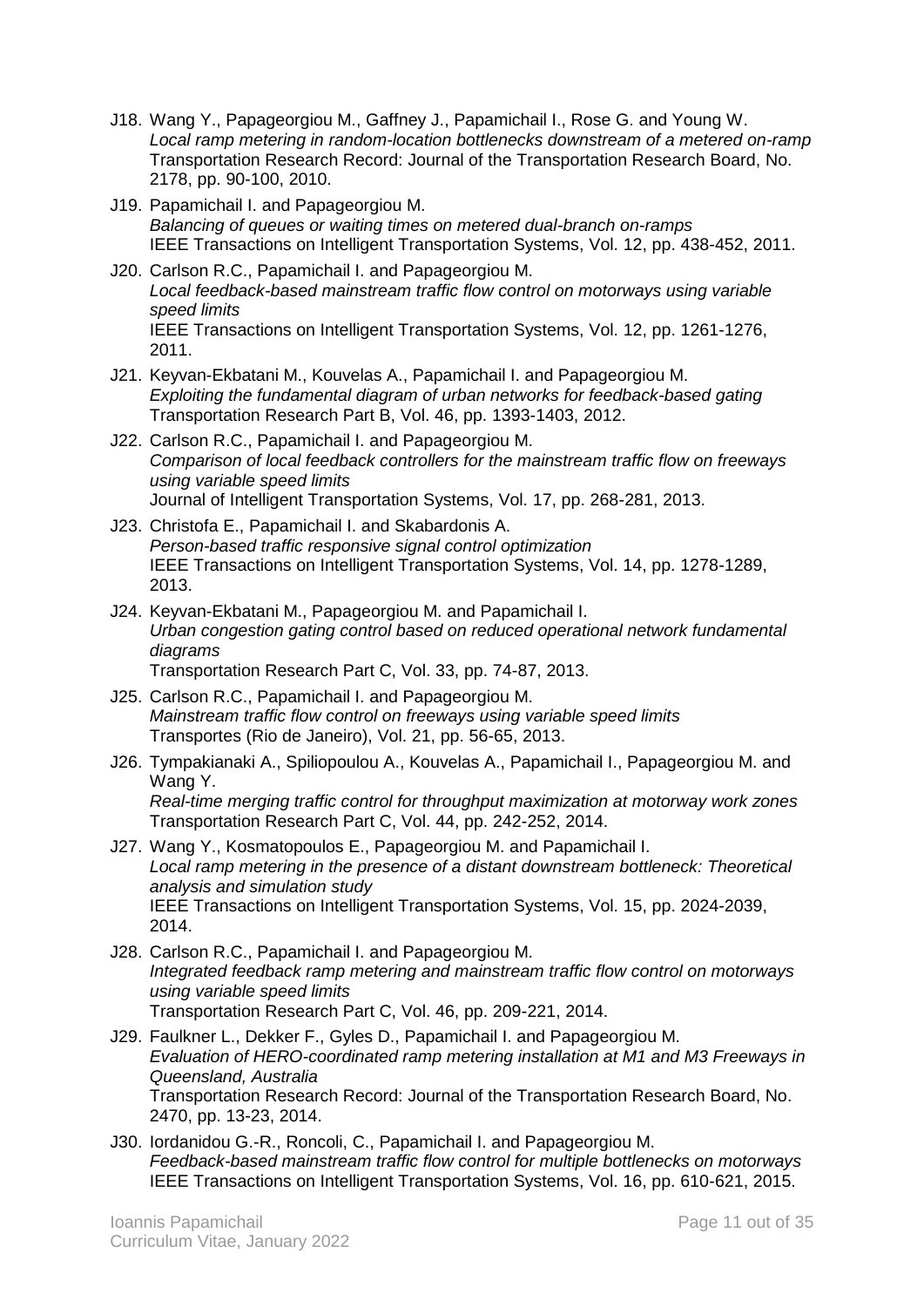J18. Wang Y., Papageorgiou M., Gaffney J., Papamichail I., Rose G. and Young W.
*Local ramp metering in random-location bottlenecks downstream of a metered on-ramp*
Transportation Research Record: Journal of the Transportation Research Board, No. 2178, pp. 90-100, 2010.

J19. Papamichail I. and Papageorgiou M.
*Balancing of queues or waiting times on metered dual-branch on-ramps*
IEEE Transactions on Intelligent Transportation Systems, Vol. 12, pp. 438-452, 2011.

J20. Carlson R.C., Papamichail I. and Papageorgiou M.
*Local feedback-based mainstream traffic flow control on motorways using variable speed limits*
IEEE Transactions on Intelligent Transportation Systems, Vol. 12, pp. 1261-1276, 2011.

J21. Keyvan-Ekbatani M., Kouvelas A., Papamichail I. and Papageorgiou M.
*Exploiting the fundamental diagram of urban networks for feedback-based gating*
Transportation Research Part B, Vol. 46, pp. 1393-1403, 2012.

J22. Carlson R.C., Papamichail I. and Papageorgiou M.
*Comparison of local feedback controllers for the mainstream traffic flow on freeways using variable speed limits*
Journal of Intelligent Transportation Systems, Vol. 17, pp. 268-281, 2013.

J23. Christofa E., Papamichail I. and Skabardonis A.
*Person-based traffic responsive signal control optimization*
IEEE Transactions on Intelligent Transportation Systems, Vol. 14, pp. 1278-1289, 2013.

J24. Keyvan-Ekbatani M., Papageorgiou M. and Papamichail I.
*Urban congestion gating control based on reduced operational network fundamental diagrams*
Transportation Research Part C, Vol. 33, pp. 74-87, 2013.

J25. Carlson R.C., Papamichail I. and Papageorgiou M.
*Mainstream traffic flow control on freeways using variable speed limits*
Transportes (Rio de Janeiro), Vol. 21, pp. 56-65, 2013.

J26. Tympakianaki A., Spiliopoulou A., Kouvelas A., Papamichail I., Papageorgiou M. and Wang Y.
*Real-time merging traffic control for throughput maximization at motorway work zones*
Transportation Research Part C, Vol. 44, pp. 242-252, 2014.

J27. Wang Y., Kosmatopoulos E., Papageorgiou M. and Papamichail I.
*Local ramp metering in the presence of a distant downstream bottleneck: Theoretical analysis and simulation study*
IEEE Transactions on Intelligent Transportation Systems, Vol. 15, pp. 2024-2039, 2014.

J28. Carlson R.C., Papamichail I. and Papageorgiou M.
*Integrated feedback ramp metering and mainstream traffic flow control on motorways using variable speed limits*
Transportation Research Part C, Vol. 46, pp. 209-221, 2014.

J29. Faulkner L., Dekker F., Gyles D., Papamichail I. and Papageorgiou M.
*Evaluation of HERO-coordinated ramp metering installation at M1 and M3 Freeways in Queensland, Australia*
Transportation Research Record: Journal of the Transportation Research Board, No. 2470, pp. 13-23, 2014.

J30. Iordanidou G.-R., Roncoli, C., Papamichail I. and Papageorgiou M.
*Feedback-based mainstream traffic flow control for multiple bottlenecks on motorways*
IEEE Transactions on Intelligent Transportation Systems, Vol. 16, pp. 610-621, 2015.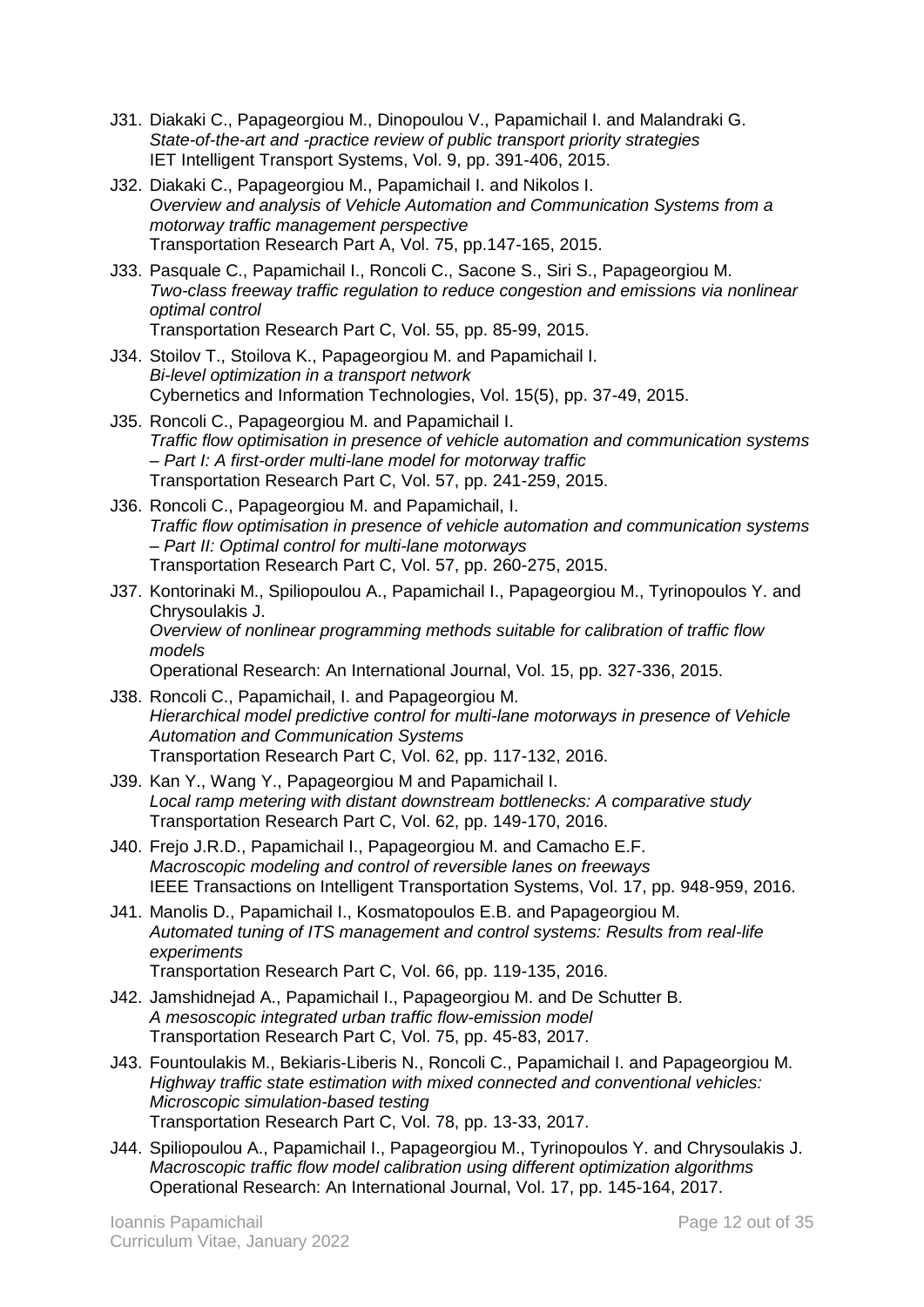J31. Diakaki C., Papageorgiou M., Dinopoulou V., Papamichail I. and Malandraki G.
*State-of-the-art and -practice review of public transport priority strategies*
IET Intelligent Transport Systems, Vol. 9, pp. 391-406, 2015.

J32. Diakaki C., Papageorgiou M., Papamichail I. and Nikolos I.
*Overview and analysis of Vehicle Automation and Communication Systems from a motorway traffic management perspective*
Transportation Research Part A, Vol. 75, pp.147-165, 2015.

J33. Pasquale C., Papamichail I., Roncoli C., Sacone S., Siri S., Papageorgiou M.
*Two-class freeway traffic regulation to reduce congestion and emissions via nonlinear optimal control*
Transportation Research Part C, Vol. 55, pp. 85-99, 2015.

J34. Stoilov T., Stoilova K., Papageorgiou M. and Papamichail I.
*Bi-level optimization in a transport network*
Cybernetics and Information Technologies, Vol. 15(5), pp. 37-49, 2015.

J35. Roncoli C., Papageorgiou M. and Papamichail I.
*Traffic flow optimisation in presence of vehicle automation and communication systems – Part I: A first-order multi-lane model for motorway traffic*
Transportation Research Part C, Vol. 57, pp. 241-259, 2015.

J36. Roncoli C., Papageorgiou M. and Papamichail, I.
*Traffic flow optimisation in presence of vehicle automation and communication systems – Part II: Optimal control for multi-lane motorways*
Transportation Research Part C, Vol. 57, pp. 260-275, 2015.

J37. Kontorinaki M., Spiliopoulou A., Papamichail I., Papageorgiou M., Tyrinopoulos Y. and Chrysoulakis J.
*Overview of nonlinear programming methods suitable for calibration of traffic flow models*
Operational Research: An International Journal, Vol. 15, pp. 327-336, 2015.

J38. Roncoli C., Papamichail, I. and Papageorgiou M.
*Hierarchical model predictive control for multi-lane motorways in presence of Vehicle Automation and Communication Systems*
Transportation Research Part C, Vol. 62, pp. 117-132, 2016.

J39. Kan Y., Wang Y., Papageorgiou M and Papamichail I.
*Local ramp metering with distant downstream bottlenecks: A comparative study*
Transportation Research Part C, Vol. 62, pp. 149-170, 2016.

J40. Frejo J.R.D., Papamichail I., Papageorgiou M. and Camacho E.F.
*Macroscopic modeling and control of reversible lanes on freeways*
IEEE Transactions on Intelligent Transportation Systems, Vol. 17, pp. 948-959, 2016.

J41. Manolis D., Papamichail I., Kosmatopoulos E.B. and Papageorgiou M.
*Automated tuning of ITS management and control systems: Results from real-life experiments*
Transportation Research Part C, Vol. 66, pp. 119-135, 2016.

J42. Jamshidnejad A., Papamichail I., Papageorgiou M. and De Schutter B.
*A mesoscopic integrated urban traffic flow-emission model*
Transportation Research Part C, Vol. 75, pp. 45-83, 2017.

J43. Fountoulakis M., Bekiaris-Liberis N., Roncoli C., Papamichail I. and Papageorgiou M.
*Highway traffic state estimation with mixed connected and conventional vehicles: Microscopic simulation-based testing*
Transportation Research Part C, Vol. 78, pp. 13-33, 2017.

J44. Spiliopoulou A., Papamichail I., Papageorgiou M., Tyrinopoulos Y. and Chrysoulakis J.
*Macroscopic traffic flow model calibration using different optimization algorithms*
Operational Research: An International Journal, Vol. 17, pp. 145-164, 2017.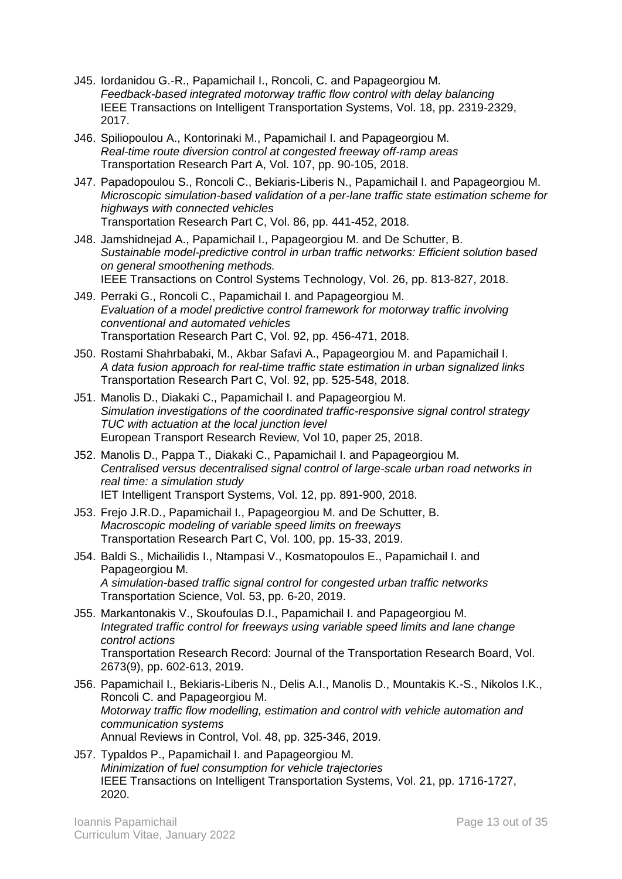J45. Iordanidou G.-R., Papamichail I., Roncoli, C. and Papageorgiou M.
*Feedback-based integrated motorway traffic flow control with delay balancing*
IEEE Transactions on Intelligent Transportation Systems, Vol. 18, pp. 2319-2329, 2017.

J46. Spiliopoulou A., Kontorinaki M., Papamichail I. and Papageorgiou M.
*Real-time route diversion control at congested freeway off-ramp areas*
Transportation Research Part A, Vol. 107, pp. 90-105, 2018.

J47. Papadopoulou S., Roncoli C., Bekiaris-Liberis N., Papamichail I. and Papageorgiou M.
*Microscopic simulation-based validation of a per-lane traffic state estimation scheme for highways with connected vehicles*
Transportation Research Part C, Vol. 86, pp. 441-452, 2018.

J48. Jamshidnejad A., Papamichail I., Papageorgiou M. and De Schutter, B.
*Sustainable model-predictive control in urban traffic networks: Efficient solution based on general smoothening methods.*
IEEE Transactions on Control Systems Technology, Vol. 26, pp. 813-827, 2018.

J49. Perraki G., Roncoli C., Papamichail I. and Papageorgiou M.
*Evaluation of a model predictive control framework for motorway traffic involving conventional and automated vehicles*
Transportation Research Part C, Vol. 92, pp. 456-471, 2018.

J50. Rostami Shahrbabaki, M., Akbar Safavi A., Papageorgiou M. and Papamichail I.
*A data fusion approach for real-time traffic state estimation in urban signalized links*
Transportation Research Part C, Vol. 92, pp. 525-548, 2018.

J51. Manolis D., Diakaki C., Papamichail I. and Papageorgiou M.
*Simulation investigations of the coordinated traffic-responsive signal control strategy TUC with actuation at the local junction level*
European Transport Research Review, Vol 10, paper 25, 2018.

J52. Manolis D., Pappa T., Diakaki C., Papamichail I. and Papageorgiou M.
*Centralised versus decentralised signal control of large-scale urban road networks in real time: a simulation study*
IET Intelligent Transport Systems, Vol. 12, pp. 891-900, 2018.

J53. Frejo J.R.D., Papamichail I., Papageorgiou M. and De Schutter, B.
*Macroscopic modeling of variable speed limits on freeways*
Transportation Research Part C, Vol. 100, pp. 15-33, 2019.

J54. Baldi S., Michailidis I., Ntampasi V., Kosmatopoulos E., Papamichail I. and Papageorgiou M.
*A simulation-based traffic signal control for congested urban traffic networks*
Transportation Science, Vol. 53, pp. 6-20, 2019.

J55. Markantonakis V., Skoufoulas D.I., Papamichail I. and Papageorgiou M.
*Integrated traffic control for freeways using variable speed limits and lane change control actions*
Transportation Research Record: Journal of the Transportation Research Board, Vol. 2673(9), pp. 602-613, 2019.

J56. Papamichail I., Bekiaris-Liberis N., Delis A.I., Manolis D., Mountakis K.-S., Nikolos I.K., Roncoli C. and Papageorgiou M.
*Motorway traffic flow modelling, estimation and control with vehicle automation and communication systems*
Annual Reviews in Control, Vol. 48, pp. 325-346, 2019.

J57. Typaldos P., Papamichail I. and Papageorgiou M.
*Minimization of fuel consumption for vehicle trajectories*
IEEE Transactions on Intelligent Transportation Systems, Vol. 21, pp. 1716-1727, 2020.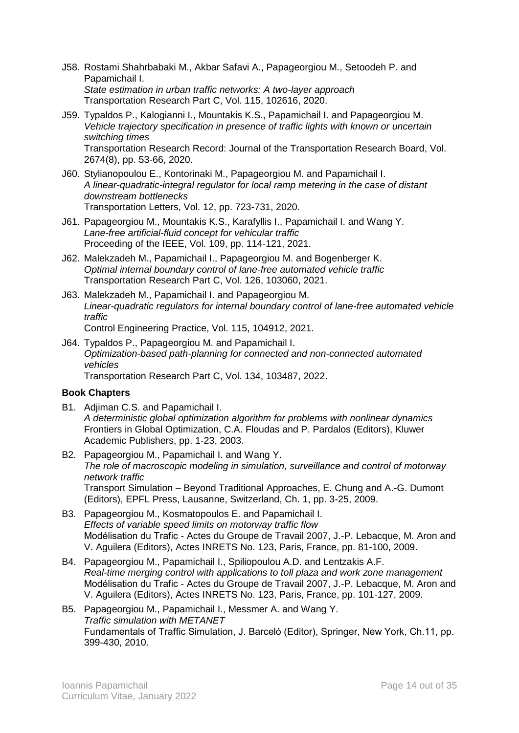J58. Rostami Shahrbabaki M., Akbar Safavi A., Papageorgiou M., Setoodeh P. and Papamichail I.
*State estimation in urban traffic networks: A two-layer approach*
Transportation Research Part C, Vol. 115, 102616, 2020.

J59. Typaldos P., Kalogianni I., Mountakis K.S., Papamichail I. and Papageorgiou M.
*Vehicle trajectory specification in presence of traffic lights with known or uncertain switching times*
Transportation Research Record: Journal of the Transportation Research Board, Vol. 2674(8), pp. 53-66, 2020.

J60. Stylianopoulou E., Kontorinaki M., Papageorgiou M. and Papamichail I.
*A linear-quadratic-integral regulator for local ramp metering in the case of distant downstream bottlenecks*
Transportation Letters, Vol. 12, pp. 723-731, 2020.

J61. Papageorgiou M., Mountakis K.S., Karafyllis I., Papamichail I. and Wang Y.
*Lane-free artificial-fluid concept for vehicular traffic*
Proceeding of the IEEE, Vol. 109, pp. 114-121, 2021.

J62. Malekzadeh M., Papamichail I., Papageorgiou M. and Bogenberger K.
*Optimal internal boundary control of lane-free automated vehicle traffic*
Transportation Research Part C, Vol. 126, 103060, 2021.

J63. Malekzadeh M., Papamichail I. and Papageorgiou M.
*Linear-quadratic regulators for internal boundary control of lane-free automated vehicle traffic*
Control Engineering Practice, Vol. 115, 104912, 2021.

J64. Typaldos P., Papageorgiou M. and Papamichail I.
*Optimization-based path-planning for connected and non-connected automated vehicles*
Transportation Research Part C, Vol. 134, 103487, 2022.

**Book Chapters**

B1. Adjiman C.S. and Papamichail I.
*A deterministic global optimization algorithm for problems with nonlinear dynamics*
Frontiers in Global Optimization, C.A. Floudas and P. Pardalos (Editors), Kluwer Academic Publishers, pp. 1-23, 2003.

B2. Papageorgiou M., Papamichail I. and Wang Y.
*The role of macroscopic modeling in simulation, surveillance and control of motorway network traffic*
Transport Simulation – Beyond Traditional Approaches, E. Chung and A.-G. Dumont (Editors), EPFL Press, Lausanne, Switzerland, Ch. 1, pp. 3-25, 2009.

B3. Papageorgiou M., Kosmatopoulos E. and Papamichail I.
*Effects of variable speed limits on motorway traffic flow*
Modélisation du Trafic - Actes du Groupe de Travail 2007, J.-P. Lebacque, M. Aron and V. Aguilera (Editors), Actes INRETS No. 123, Paris, France, pp. 81-100, 2009.

B4. Papageorgiou M., Papamichail I., Spiliopoulou A.D. and Lentzakis A.F.
*Real-time merging control with applications to toll plaza and work zone management*
Modélisation du Trafic - Actes du Groupe de Travail 2007, J.-P. Lebacque, M. Aron and V. Aguilera (Editors), Actes INRETS No. 123, Paris, France, pp. 101-127, 2009.

B5. Papageorgiou M., Papamichail I., Messmer A. and Wang Y.
*Traffic simulation with METANET*
Fundamentals of Traffic Simulation, J. Barceló (Editor), Springer, New York, Ch.11, pp. 399-430, 2010.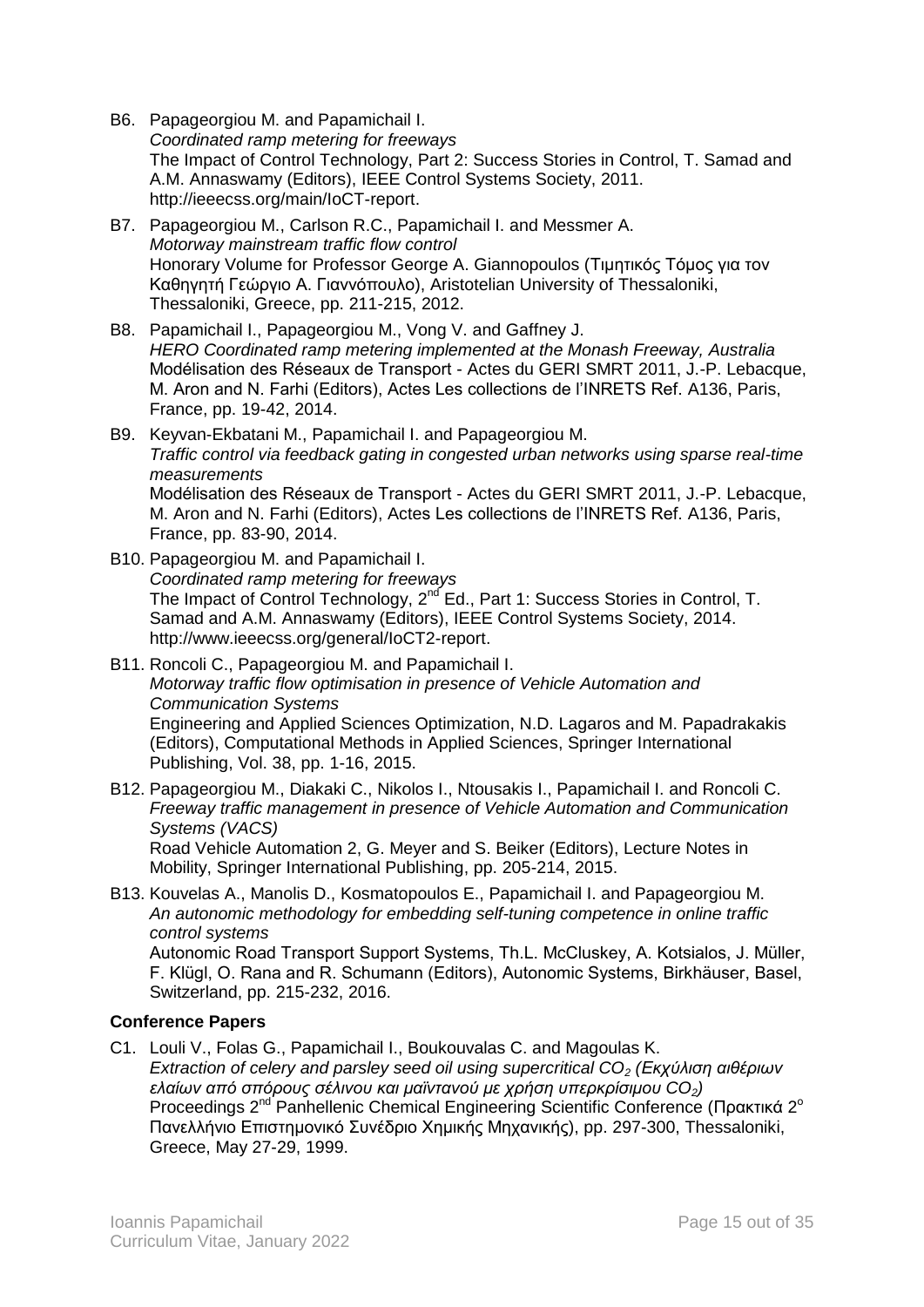B6. Papageorgiou M. and Papamichail I.
*Coordinated ramp metering for freeways*
The Impact of Control Technology, Part 2: Success Stories in Control, T. Samad and A.M. Annaswamy (Editors), IEEE Control Systems Society, 2011. http://ieeecss.org/main/IoCT-report.

B7. Papageorgiou M., Carlson R.C., Papamichail I. and Messmer A.
*Motorway mainstream traffic flow control*
Honorary Volume for Professor George A. Giannopoulos (Τιμητικός Τόμος για τον Καθηγητή Γεώργιο Α. Γιαννόπουλο), Aristotelian University of Thessaloniki, Thessaloniki, Greece, pp. 211-215, 2012.

B8. Papamichail I., Papageorgiou M., Vong V. and Gaffney J.
*HERO Coordinated ramp metering implemented at the Monash Freeway, Australia*
Modélisation des Réseaux de Transport - Actes du GERI SMRT 2011, J.-P. Lebacque, M. Aron and N. Farhi (Editors), Actes Les collections de l'INRETS Ref. A136, Paris, France, pp. 19-42, 2014.

B9. Keyvan-Ekbatani M., Papamichail I. and Papageorgiou M.
*Traffic control via feedback gating in congested urban networks using sparse real-time measurements*
Modélisation des Réseaux de Transport - Actes du GERI SMRT 2011, J.-P. Lebacque, M. Aron and N. Farhi (Editors), Actes Les collections de l'INRETS Ref. A136, Paris, France, pp. 83-90, 2014.

B10. Papageorgiou M. and Papamichail I.
*Coordinated ramp metering for freeways*
The Impact of Control Technology, 2nd Ed., Part 1: Success Stories in Control, T. Samad and A.M. Annaswamy (Editors), IEEE Control Systems Society, 2014. http://www.ieeecss.org/general/IoCT2-report.

B11. Roncoli C., Papageorgiou M. and Papamichail I.
*Motorway traffic flow optimisation in presence of Vehicle Automation and Communication Systems*
Engineering and Applied Sciences Optimization, N.D. Lagaros and M. Papadrakakis (Editors), Computational Methods in Applied Sciences, Springer International Publishing, Vol. 38, pp. 1-16, 2015.

B12. Papageorgiou M., Diakaki C., Nikolos I., Ntousakis I., Papamichail I. and Roncoli C.
*Freeway traffic management in presence of Vehicle Automation and Communication Systems (VACS)*
Road Vehicle Automation 2, G. Meyer and S. Beiker (Editors), Lecture Notes in Mobility, Springer International Publishing, pp. 205-214, 2015.

B13. Kouvelas A., Manolis D., Kosmatopoulos E., Papamichail I. and Papageorgiou M.
*An autonomic methodology for embedding self-tuning competence in online traffic control systems*
Autonomic Road Transport Support Systems, Th.L. McCluskey, A. Kotsialos, J. Müller, F. Klügl, O. Rana and R. Schumann (Editors), Autonomic Systems, Birkhäuser, Basel, Switzerland, pp. 215-232, 2016.

**Conference Papers**

C1. Louli V., Folas G., Papamichail I., Boukouvalas C. and Magoulas K.
*Extraction of celery and parsley seed oil using supercritical $CO_2$ (Εκχύλιση αιθέριων ελαίων από σπόρους σέλινου και μαϊντανού με χρήση υπερκρίσιμου $CO_2$)*
Proceedings 2nd Panhellenic Chemical Engineering Scientific Conference (Πρακτικά 2ο Πανελλήνιο Επιστημονικό Συνέδριο Χημικής Μηχανικής), pp. 297-300, Thessaloniki, Greece, May 27-29, 1999.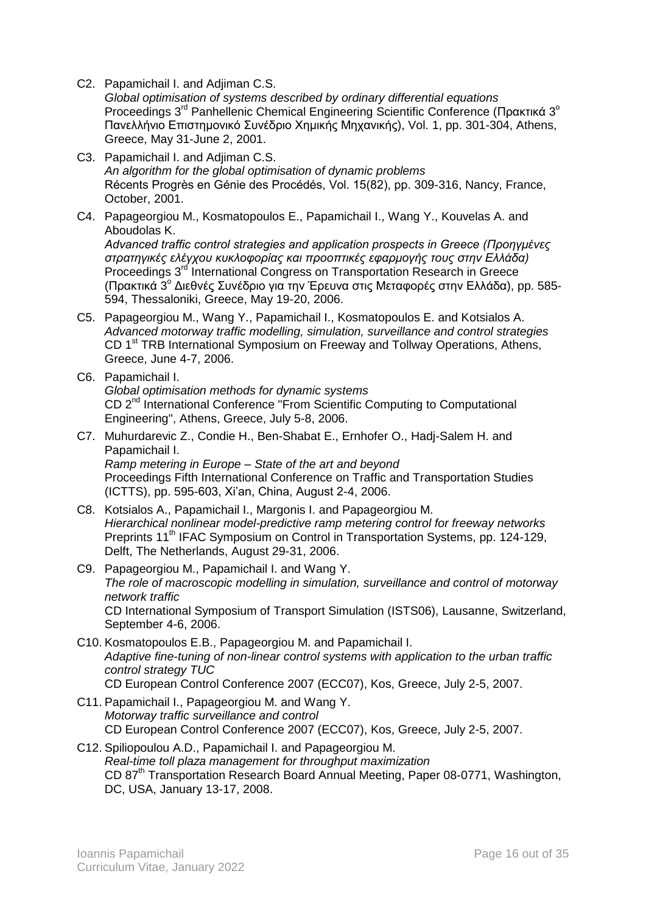C2. Papamichail I. and Adjiman C.S.
*Global optimisation of systems described by ordinary differential equations*
Proceedings 3rd Panhellenic Chemical Engineering Scientific Conference (Πρακτικά 3ο Πανελλήνιο Επιστημονικό Συνέδριο Χημικής Μηχανικής), Vol. 1, pp. 301-304, Athens, Greece, May 31-June 2, 2001.

C3. Papamichail I. and Adjiman C.S.
*An algorithm for the global optimisation of dynamic problems*
Récents Progrès en Génie des Procédés, Vol. 15(82), pp. 309-316, Nancy, France, October, 2001.

C4. Papageorgiou M., Kosmatopoulos E., Papamichail I., Wang Y., Kouvelas A. and Aboudolas K.
*Advanced traffic control strategies and application prospects in Greece (Προηγμένες στρατηγικές ελέγχου κυκλοφορίας και προοπτικές εφαρμογής τους στην Ελλάδα)*
Proceedings 3rd International Congress on Transportation Research in Greece (Πρακτικά 3ο Διεθνές Συνέδριο για την Έρευνα στις Μεταφορές στην Ελλάδα), pp. 585-594, Thessaloniki, Greece, May 19-20, 2006.

C5. Papageorgiou M., Wang Y., Papamichail I., Kosmatopoulos E. and Kotsialos A.
*Advanced motorway traffic modelling, simulation, surveillance and control strategies*
CD 1st TRB International Symposium on Freeway and Tollway Operations, Athens, Greece, June 4-7, 2006.

C6. Papamichail I.
*Global optimisation methods for dynamic systems*
CD 2nd International Conference "From Scientific Computing to Computational Engineering", Athens, Greece, July 5-8, 2006.

C7. Muhurdarevic Z., Condie H., Ben-Shabat E., Ernhofer O., Hadj-Salem H. and Papamichail I.
*Ramp metering in Europe – State of the art and beyond*
Proceedings Fifth International Conference on Traffic and Transportation Studies (ICTTS), pp. 595-603, Xi'an, China, August 2-4, 2006.

C8. Kotsialos A., Papamichail I., Margonis I. and Papageorgiou M.
*Hierarchical nonlinear model-predictive ramp metering control for freeway networks*
Preprints 11th IFAC Symposium on Control in Transportation Systems, pp. 124-129, Delft, The Netherlands, August 29-31, 2006.

C9. Papageorgiou M., Papamichail I. and Wang Y.
*The role of macroscopic modelling in simulation, surveillance and control of motorway network traffic*
CD International Symposium of Transport Simulation (ISTS06), Lausanne, Switzerland, September 4-6, 2006.

C10. Kosmatopoulos E.B., Papageorgiou M. and Papamichail I.
*Adaptive fine-tuning of non-linear control systems with application to the urban traffic control strategy TUC*
CD European Control Conference 2007 (ECC07), Kos, Greece, July 2-5, 2007.

C11. Papamichail I., Papageorgiou M. and Wang Y.
*Motorway traffic surveillance and control*
CD European Control Conference 2007 (ECC07), Kos, Greece, July 2-5, 2007.

C12. Spiliopoulou A.D., Papamichail I. and Papageorgiou M.
*Real-time toll plaza management for throughput maximization*
CD 87th Transportation Research Board Annual Meeting, Paper 08-0771, Washington, DC, USA, January 13-17, 2008.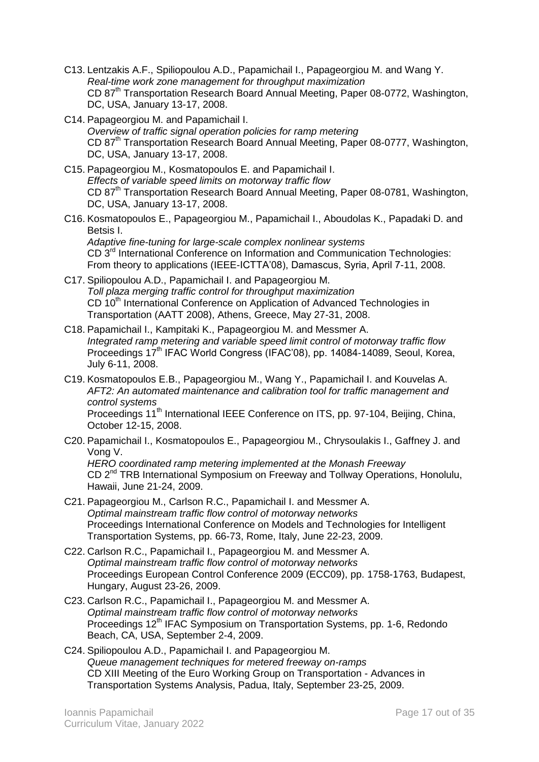C13. Lentzakis A.F., Spiliopoulou A.D., Papamichail I., Papageorgiou M. and Wang Y.
*Real-time work zone management for throughput maximization*
CD 87th Transportation Research Board Annual Meeting, Paper 08-0772, Washington, DC, USA, January 13-17, 2008.

C14. Papageorgiou M. and Papamichail I.
*Overview of traffic signal operation policies for ramp metering*
CD 87th Transportation Research Board Annual Meeting, Paper 08-0777, Washington, DC, USA, January 13-17, 2008.

C15. Papageorgiou M., Kosmatopoulos E. and Papamichail I.
*Effects of variable speed limits on motorway traffic flow*
CD 87th Transportation Research Board Annual Meeting, Paper 08-0781, Washington, DC, USA, January 13-17, 2008.

C16. Kosmatopoulos E., Papageorgiou M., Papamichail I., Aboudolas K., Papadaki D. and Betsis I.
*Adaptive fine-tuning for large-scale complex nonlinear systems*
CD 3rd International Conference on Information and Communication Technologies: From theory to applications (IEEE-ICTTA'08), Damascus, Syria, April 7-11, 2008.

C17. Spiliopoulou A.D., Papamichail I. and Papageorgiou M.
*Toll plaza merging traffic control for throughput maximization*
CD 10th International Conference on Application of Advanced Technologies in Transportation (AATT 2008), Athens, Greece, May 27-31, 2008.

C18. Papamichail I., Kampitaki K., Papageorgiou M. and Messmer A.
*Integrated ramp metering and variable speed limit control of motorway traffic flow*
Proceedings 17th IFAC World Congress (IFAC'08), pp. 14084-14089, Seoul, Korea, July 6-11, 2008.

C19. Kosmatopoulos E.B., Papageorgiou M., Wang Y., Papamichail I. and Kouvelas A.
*AFT2: An automated maintenance and calibration tool for traffic management and control systems*
Proceedings 11th International IEEE Conference on ITS, pp. 97-104, Beijing, China, October 12-15, 2008.

C20. Papamichail I., Kosmatopoulos E., Papageorgiou M., Chrysoulakis I., Gaffney J. and Vong V.
*HERO coordinated ramp metering implemented at the Monash Freeway*
CD 2nd TRB International Symposium on Freeway and Tollway Operations, Honolulu, Hawaii, June 21-24, 2009.

C21. Papageorgiou M., Carlson R.C., Papamichail I. and Messmer A.
*Optimal mainstream traffic flow control of motorway networks*
Proceedings International Conference on Models and Technologies for Intelligent Transportation Systems, pp. 66-73, Rome, Italy, June 22-23, 2009.

C22. Carlson R.C., Papamichail I., Papageorgiou M. and Messmer A.
*Optimal mainstream traffic flow control of motorway networks*
Proceedings European Control Conference 2009 (ECC09), pp. 1758-1763, Budapest, Hungary, August 23-26, 2009.

C23. Carlson R.C., Papamichail I., Papageorgiou M. and Messmer A.
*Optimal mainstream traffic flow control of motorway networks*
Proceedings 12th IFAC Symposium on Transportation Systems, pp. 1-6, Redondo Beach, CA, USA, September 2-4, 2009.

C24. Spiliopoulou A.D., Papamichail I. and Papageorgiou M.
*Queue management techniques for metered freeway on-ramps*
CD XIII Meeting of the Euro Working Group on Transportation - Advances in Transportation Systems Analysis, Padua, Italy, September 23-25, 2009.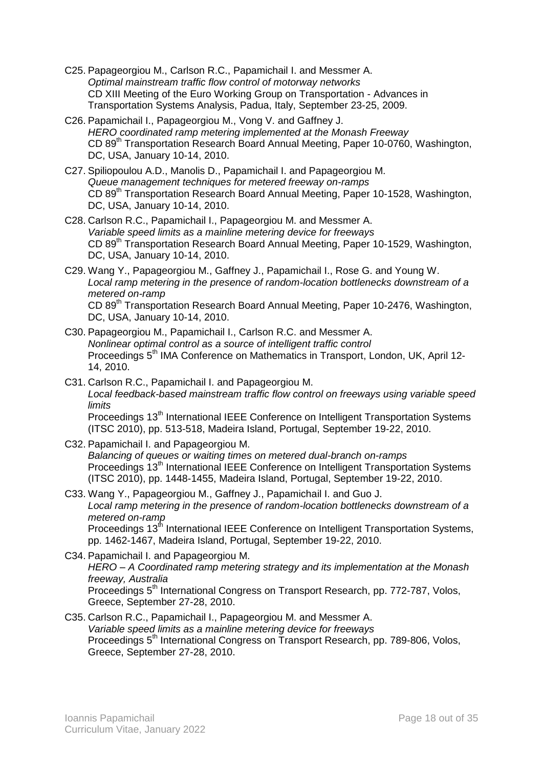C25. Papageorgiou M., Carlson R.C., Papamichail I. and Messmer A.
*Optimal mainstream traffic flow control of motorway networks*
CD XIII Meeting of the Euro Working Group on Transportation - Advances in Transportation Systems Analysis, Padua, Italy, September 23-25, 2009.

C26. Papamichail I., Papageorgiou M., Vong V. and Gaffney J.
*HERO coordinated ramp metering implemented at the Monash Freeway*
CD 89th Transportation Research Board Annual Meeting, Paper 10-0760, Washington, DC, USA, January 10-14, 2010.

C27. Spiliopoulou A.D., Manolis D., Papamichail I. and Papageorgiou M.
*Queue management techniques for metered freeway on-ramps*
CD 89th Transportation Research Board Annual Meeting, Paper 10-1528, Washington, DC, USA, January 10-14, 2010.

C28. Carlson R.C., Papamichail I., Papageorgiou M. and Messmer A.
*Variable speed limits as a mainline metering device for freeways*
CD 89th Transportation Research Board Annual Meeting, Paper 10-1529, Washington, DC, USA, January 10-14, 2010.

C29. Wang Y., Papageorgiou M., Gaffney J., Papamichail I., Rose G. and Young W.
*Local ramp metering in the presence of random-location bottlenecks downstream of a metered on-ramp*
CD 89th Transportation Research Board Annual Meeting, Paper 10-2476, Washington, DC, USA, January 10-14, 2010.

C30. Papageorgiou M., Papamichail I., Carlson R.C. and Messmer A.
*Nonlinear optimal control as a source of intelligent traffic control*
Proceedings 5th IMA Conference on Mathematics in Transport, London, UK, April 12-14, 2010.

C31. Carlson R.C., Papamichail I. and Papageorgiou M.
*Local feedback-based mainstream traffic flow control on freeways using variable speed limits*
Proceedings 13th International IEEE Conference on Intelligent Transportation Systems (ITSC 2010), pp. 513-518, Madeira Island, Portugal, September 19-22, 2010.

C32. Papamichail I. and Papageorgiou M.
*Balancing of queues or waiting times on metered dual-branch on-ramps*
Proceedings 13th International IEEE Conference on Intelligent Transportation Systems (ITSC 2010), pp. 1448-1455, Madeira Island, Portugal, September 19-22, 2010.

C33. Wang Y., Papageorgiou M., Gaffney J., Papamichail I. and Guo J.
*Local ramp metering in the presence of random-location bottlenecks downstream of a metered on-ramp*
Proceedings 13th International IEEE Conference on Intelligent Transportation Systems, pp. 1462-1467, Madeira Island, Portugal, September 19-22, 2010.

C34. Papamichail I. and Papageorgiou M.
*HERO – A Coordinated ramp metering strategy and its implementation at the Monash freeway, Australia*
Proceedings 5th International Congress on Transport Research, pp. 772-787, Volos, Greece, September 27-28, 2010.

C35. Carlson R.C., Papamichail I., Papageorgiou M. and Messmer A.
*Variable speed limits as a mainline metering device for freeways*
Proceedings 5th International Congress on Transport Research, pp. 789-806, Volos, Greece, September 27-28, 2010.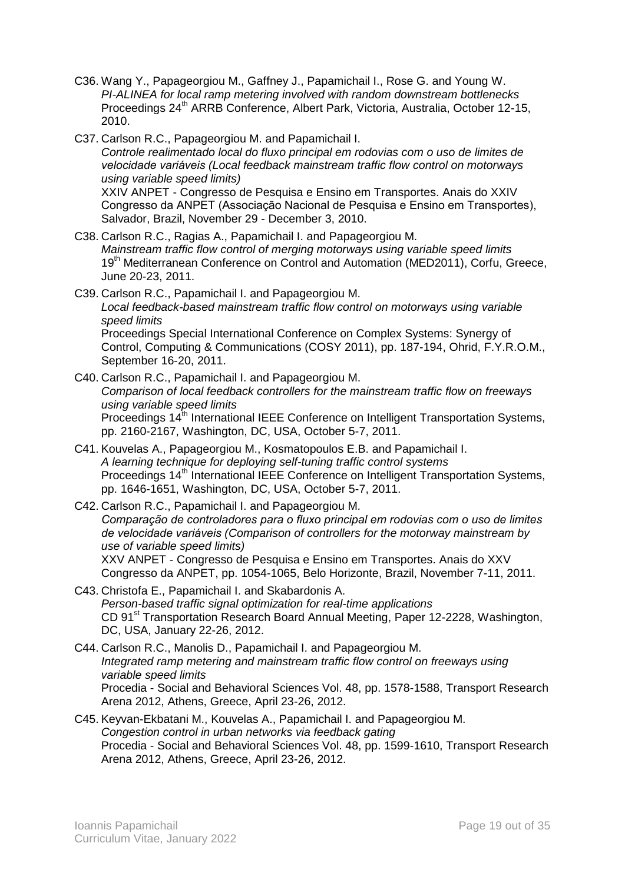C36. Wang Y., Papageorgiou M., Gaffney J., Papamichail I., Rose G. and Young W.
*PI-ALINEA for local ramp metering involved with random downstream bottlenecks*
Proceedings 24th ARRB Conference, Albert Park, Victoria, Australia, October 12-15, 2010.

C37. Carlson R.C., Papageorgiou M. and Papamichail I.
*Controle realimentado local do fluxo principal em rodovias com o uso de limites de velocidade variáveis (Local feedback mainstream traffic flow control on motorways using variable speed limits)*
XXIV ANPET - Congresso de Pesquisa e Ensino em Transportes. Anais do XXIV Congresso da ANPET (Associação Nacional de Pesquisa e Ensino em Transportes), Salvador, Brazil, November 29 - December 3, 2010.

C38. Carlson R.C., Ragias A., Papamichail I. and Papageorgiou M.
*Mainstream traffic flow control of merging motorways using variable speed limits*
19th Mediterranean Conference on Control and Automation (MED2011), Corfu, Greece, June 20-23, 2011.

C39. Carlson R.C., Papamichail I. and Papageorgiou M.
*Local feedback-based mainstream traffic flow control on motorways using variable speed limits*
Proceedings Special International Conference on Complex Systems: Synergy of Control, Computing & Communications (COSY 2011), pp. 187-194, Ohrid, F.Y.R.O.M., September 16-20, 2011.

C40. Carlson R.C., Papamichail I. and Papageorgiou M.
*Comparison of local feedback controllers for the mainstream traffic flow on freeways using variable speed limits*
Proceedings 14th International IEEE Conference on Intelligent Transportation Systems, pp. 2160-2167, Washington, DC, USA, October 5-7, 2011.

C41. Kouvelas A., Papageorgiou M., Kosmatopoulos E.B. and Papamichail I.
*A learning technique for deploying self-tuning traffic control systems*
Proceedings 14th International IEEE Conference on Intelligent Transportation Systems, pp. 1646-1651, Washington, DC, USA, October 5-7, 2011.

C42. Carlson R.C., Papamichail I. and Papageorgiou M.
*Comparação de controladores para o fluxo principal em rodovias com o uso de limites de velocidade variáveis (Comparison of controllers for the motorway mainstream by use of variable speed limits)*
XXV ANPET - Congresso de Pesquisa e Ensino em Transportes. Anais do XXV Congresso da ANPET, pp. 1054-1065, Belo Horizonte, Brazil, November 7-11, 2011.

C43. Christofa E., Papamichail I. and Skabardonis A.
*Person-based traffic signal optimization for real-time applications*
CD 91st Transportation Research Board Annual Meeting, Paper 12-2228, Washington, DC, USA, January 22-26, 2012.

C44. Carlson R.C., Manolis D., Papamichail I. and Papageorgiou M.
*Integrated ramp metering and mainstream traffic flow control on freeways using variable speed limits*
Procedia - Social and Behavioral Sciences Vol. 48, pp. 1578-1588, Transport Research Arena 2012, Athens, Greece, April 23-26, 2012.

C45. Keyvan-Ekbatani M., Kouvelas A., Papamichail I. and Papageorgiou M.
*Congestion control in urban networks via feedback gating*
Procedia - Social and Behavioral Sciences Vol. 48, pp. 1599-1610, Transport Research Arena 2012, Athens, Greece, April 23-26, 2012.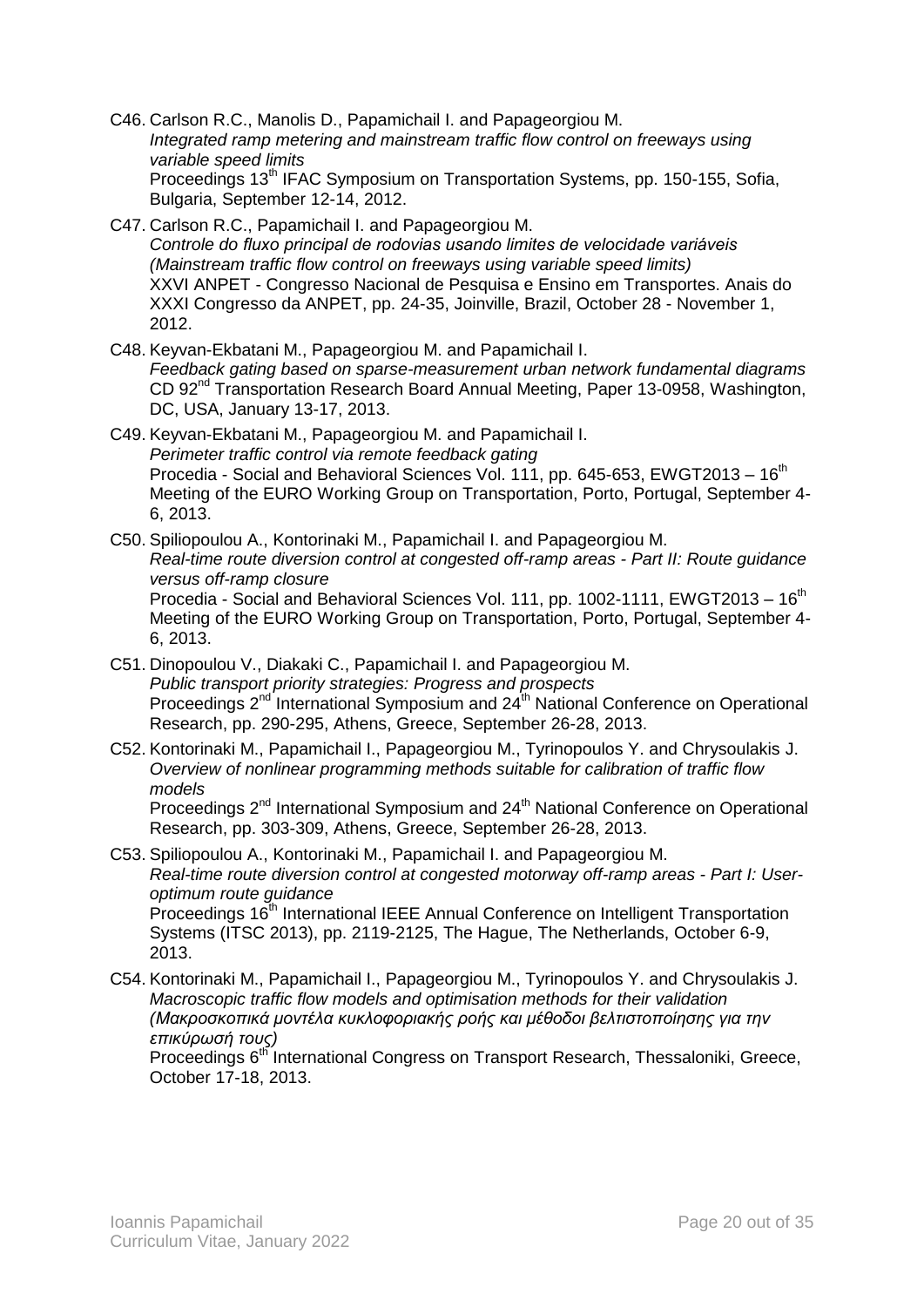C46. Carlson R.C., Manolis D., Papamichail I. and Papageorgiou M.
*Integrated ramp metering and mainstream traffic flow control on freeways using variable speed limits*
Proceedings 13th IFAC Symposium on Transportation Systems, pp. 150-155, Sofia, Bulgaria, September 12-14, 2012.

C47. Carlson R.C., Papamichail I. and Papageorgiou M.
*Controle do fluxo principal de rodovias usando limites de velocidade variáveis (Mainstream traffic flow control on freeways using variable speed limits)*
XXVI ANPET - Congresso Nacional de Pesquisa e Ensino em Transportes. Anais do XXXI Congresso da ANPET, pp. 24-35, Joinville, Brazil, October 28 - November 1, 2012.

C48. Keyvan-Ekbatani M., Papageorgiou M. and Papamichail I.
*Feedback gating based on sparse-measurement urban network fundamental diagrams*
CD 92nd Transportation Research Board Annual Meeting, Paper 13-0958, Washington, DC, USA, January 13-17, 2013.

C49. Keyvan-Ekbatani M., Papageorgiou M. and Papamichail I.
*Perimeter traffic control via remote feedback gating*
Procedia - Social and Behavioral Sciences Vol. 111, pp. 645-653, EWGT2013 – 16th Meeting of the EURO Working Group on Transportation, Porto, Portugal, September 4-6, 2013.

C50. Spiliopoulou A., Kontorinaki M., Papamichail I. and Papageorgiou M.
*Real-time route diversion control at congested off-ramp areas - Part II: Route guidance versus off-ramp closure*
Procedia - Social and Behavioral Sciences Vol. 111, pp. 1002-1111, EWGT2013 – 16th Meeting of the EURO Working Group on Transportation, Porto, Portugal, September 4-6, 2013.

C51. Dinopoulou V., Diakaki C., Papamichail I. and Papageorgiou M.
*Public transport priority strategies: Progress and prospects*
Proceedings 2nd International Symposium and 24th National Conference on Operational Research, pp. 290-295, Athens, Greece, September 26-28, 2013.

C52. Kontorinaki M., Papamichail I., Papageorgiou M., Tyrinopoulos Y. and Chrysoulakis J.
*Overview of nonlinear programming methods suitable for calibration of traffic flow models*
Proceedings 2nd International Symposium and 24th National Conference on Operational Research, pp. 303-309, Athens, Greece, September 26-28, 2013.

C53. Spiliopoulou A., Kontorinaki M., Papamichail I. and Papageorgiou M.
*Real-time route diversion control at congested motorway off-ramp areas - Part I: User-optimum route guidance*
Proceedings 16th International IEEE Annual Conference on Intelligent Transportation Systems (ITSC 2013), pp. 2119-2125, The Hague, The Netherlands, October 6-9, 2013.

C54. Kontorinaki M., Papamichail I., Papageorgiou M., Tyrinopoulos Y. and Chrysoulakis J.
*Macroscopic traffic flow models and optimisation methods for their validation (Μακροσκοπικά μοντέλα κυκλοφοριακής ροής και μέθοδοι βελτιστοποίησης για την επικύρωσή τους)*
Proceedings 6th International Congress on Transport Research, Thessaloniki, Greece, October 17-18, 2013.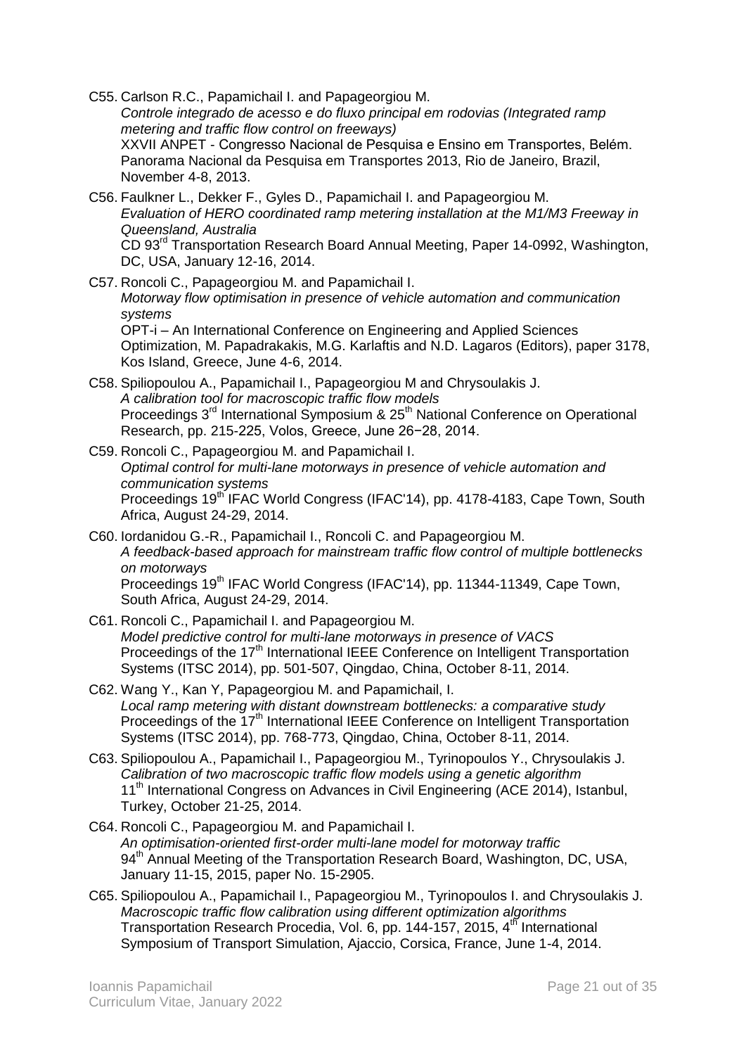C55. Carlson R.C., Papamichail I. and Papageorgiou M.
*Controle integrado de acesso e do fluxo principal em rodovias (Integrated ramp metering and traffic flow control on freeways)*
XXVII ANPET - Congresso Nacional de Pesquisa e Ensino em Transportes, Belém. Panorama Nacional da Pesquisa em Transportes 2013, Rio de Janeiro, Brazil, November 4-8, 2013.

C56. Faulkner L., Dekker F., Gyles D., Papamichail I. and Papageorgiou M.
*Evaluation of HERO coordinated ramp metering installation at the M1/M3 Freeway in Queensland, Australia*
CD 93rd Transportation Research Board Annual Meeting, Paper 14-0992, Washington, DC, USA, January 12-16, 2014.

C57. Roncoli C., Papageorgiou M. and Papamichail I.
*Motorway flow optimisation in presence of vehicle automation and communication systems*
OPT-i – An International Conference on Engineering and Applied Sciences Optimization, M. Papadrakakis, M.G. Karlaftis and N.D. Lagaros (Editors), paper 3178, Kos Island, Greece, June 4-6, 2014.

C58. Spiliopoulou A., Papamichail I., Papageorgiou M and Chrysoulakis J.
*A calibration tool for macroscopic traffic flow models*
Proceedings 3rd International Symposium & 25th National Conference on Operational Research, pp. 215-225, Volos, Greece, June 26−28, 2014.

C59. Roncoli C., Papageorgiou M. and Papamichail I.
*Optimal control for multi-lane motorways in presence of vehicle automation and communication systems*
Proceedings 19th IFAC World Congress (IFAC'14), pp. 4178-4183, Cape Town, South Africa, August 24-29, 2014.

C60. Iordanidou G.-R., Papamichail I., Roncoli C. and Papageorgiou M.
*A feedback-based approach for mainstream traffic flow control of multiple bottlenecks on motorways*
Proceedings 19th IFAC World Congress (IFAC'14), pp. 11344-11349, Cape Town, South Africa, August 24-29, 2014.

C61. Roncoli C., Papamichail I. and Papageorgiou M.
*Model predictive control for multi-lane motorways in presence of VACS*
Proceedings of the 17th International IEEE Conference on Intelligent Transportation Systems (ITSC 2014), pp. 501-507, Qingdao, China, October 8-11, 2014.

C62. Wang Y., Kan Y, Papageorgiou M. and Papamichail, I.
*Local ramp metering with distant downstream bottlenecks: a comparative study*
Proceedings of the 17th International IEEE Conference on Intelligent Transportation Systems (ITSC 2014), pp. 768-773, Qingdao, China, October 8-11, 2014.

C63. Spiliopoulou A., Papamichail I., Papageorgiou M., Tyrinopoulos Y., Chrysoulakis J.
*Calibration of two macroscopic traffic flow models using a genetic algorithm*
11th International Congress on Advances in Civil Engineering (ACE 2014), Istanbul, Turkey, October 21-25, 2014.

C64. Roncoli C., Papageorgiou M. and Papamichail I.
*An optimisation-oriented first-order multi-lane model for motorway traffic*
94th Annual Meeting of the Transportation Research Board, Washington, DC, USA, January 11-15, 2015, paper No. 15-2905.

C65. Spiliopoulou A., Papamichail I., Papageorgiou M., Tyrinopoulos I. and Chrysoulakis J.
*Macroscopic traffic flow calibration using different optimization algorithms*
Transportation Research Procedia, Vol. 6, pp. 144-157, 2015, 4th International Symposium of Transport Simulation, Ajaccio, Corsica, France, June 1-4, 2014.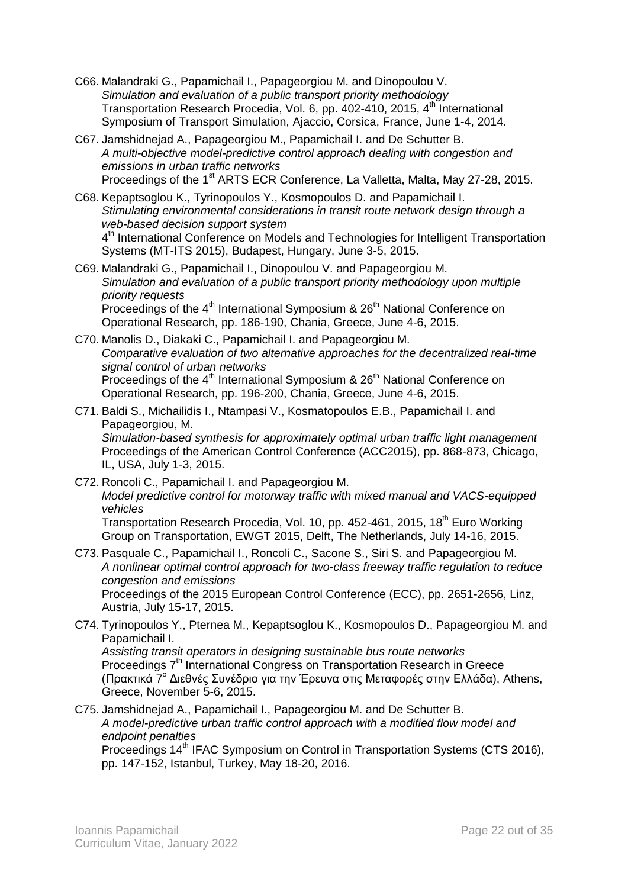C66. Malandraki G., Papamichail I., Papageorgiou M. and Dinopoulou V.
*Simulation and evaluation of a public transport priority methodology*
Transportation Research Procedia, Vol. 6, pp. 402-410, 2015, 4th International Symposium of Transport Simulation, Ajaccio, Corsica, France, June 1-4, 2014.

C67. Jamshidnejad A., Papageorgiou M., Papamichail I. and De Schutter B.
*A multi-objective model-predictive control approach dealing with congestion and emissions in urban traffic networks*
Proceedings of the 1st ARTS ECR Conference, La Valletta, Malta, May 27-28, 2015.

C68. Kepaptsoglou K., Tyrinopoulos Y., Kosmopoulos D. and Papamichail I.
*Stimulating environmental considerations in transit route network design through a web-based decision support system*
4th International Conference on Models and Technologies for Intelligent Transportation Systems (MT-ITS 2015), Budapest, Hungary, June 3-5, 2015.

C69. Malandraki G., Papamichail I., Dinopoulou V. and Papageorgiou M.
*Simulation and evaluation of a public transport priority methodology upon multiple priority requests*
Proceedings of the 4th International Symposium & 26th National Conference on Operational Research, pp. 186-190, Chania, Greece, June 4-6, 2015.

C70. Manolis D., Diakaki C., Papamichail I. and Papageorgiou M.
*Comparative evaluation of two alternative approaches for the decentralized real-time signal control of urban networks*
Proceedings of the 4th International Symposium & 26th National Conference on Operational Research, pp. 196-200, Chania, Greece, June 4-6, 2015.

C71. Baldi S., Michailidis I., Ntampasi V., Kosmatopoulos E.B., Papamichail I. and Papageorgiou, M.
*Simulation-based synthesis for approximately optimal urban traffic light management*
Proceedings of the American Control Conference (ACC2015), pp. 868-873, Chicago, IL, USA, July 1-3, 2015.

C72. Roncoli C., Papamichail I. and Papageorgiou M.
*Model predictive control for motorway traffic with mixed manual and VACS-equipped vehicles*
Transportation Research Procedia, Vol. 10, pp. 452-461, 2015, 18th Euro Working Group on Transportation, EWGT 2015, Delft, The Netherlands, July 14-16, 2015.

C73. Pasquale C., Papamichail I., Roncoli C., Sacone S., Siri S. and Papageorgiou M.
*A nonlinear optimal control approach for two-class freeway traffic regulation to reduce congestion and emissions*
Proceedings of the 2015 European Control Conference (ECC), pp. 2651-2656, Linz, Austria, July 15-17, 2015.

C74. Tyrinopoulos Y., Pternea M., Kepaptsoglou K., Kosmopoulos D., Papageorgiou M. and Papamichail I.
*Assisting transit operators in designing sustainable bus route networks*
Proceedings 7th International Congress on Transportation Research in Greece (Πρακτικά 7ο Διεθνές Συνέδριο για την Έρευνα στις Μεταφορές στην Ελλάδα), Athens, Greece, November 5-6, 2015.

C75. Jamshidnejad A., Papamichail I., Papageorgiou M. and De Schutter B.
*A model-predictive urban traffic control approach with a modified flow model and endpoint penalties*
Proceedings 14th IFAC Symposium on Control in Transportation Systems (CTS 2016), pp. 147-152, Istanbul, Turkey, May 18-20, 2016.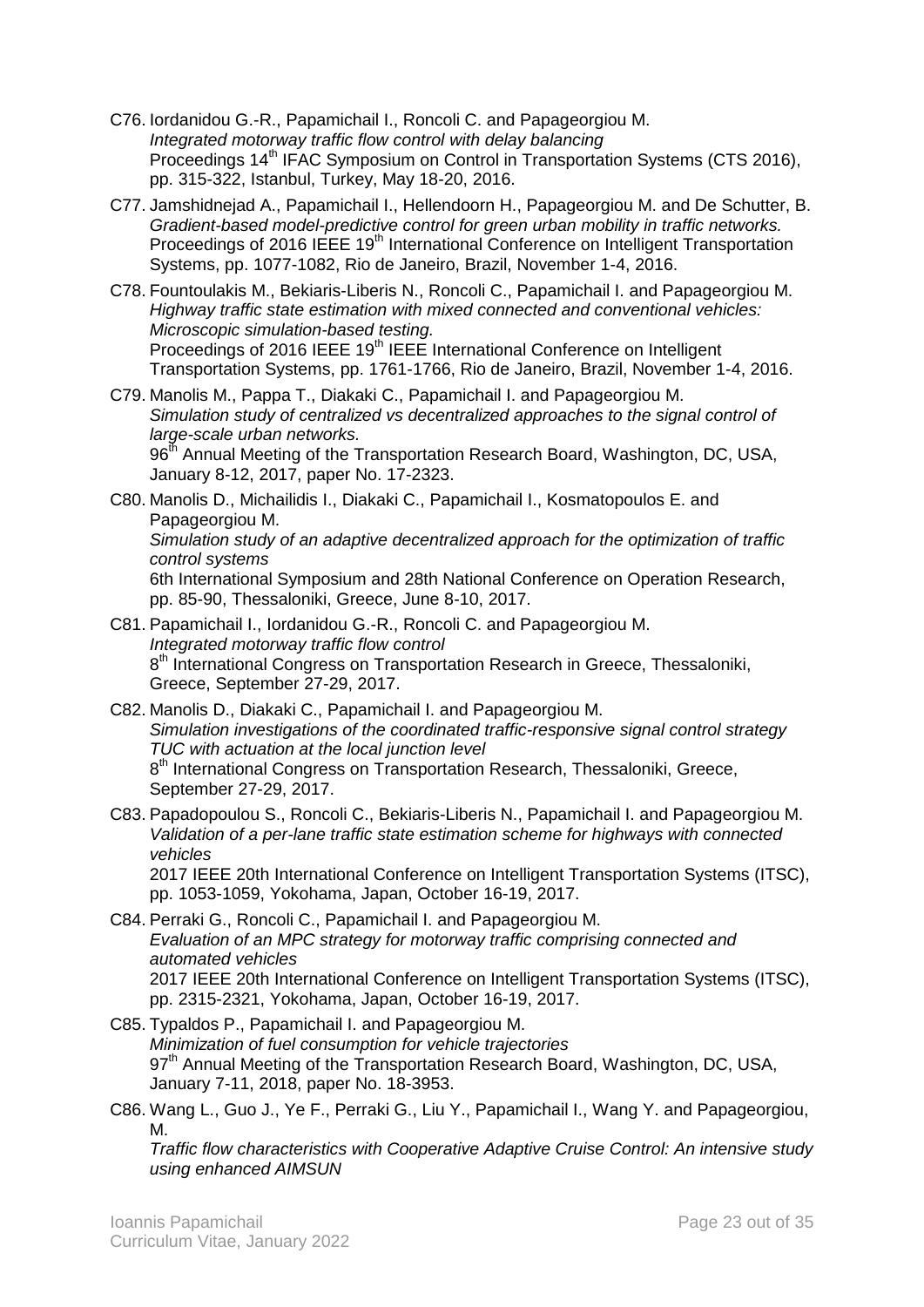C76. Iordanidou G.-R., Papamichail I., Roncoli C. and Papageorgiou M.
*Integrated motorway traffic flow control with delay balancing*
Proceedings 14th IFAC Symposium on Control in Transportation Systems (CTS 2016), pp. 315-322, Istanbul, Turkey, May 18-20, 2016.

C77. Jamshidnejad A., Papamichail I., Hellendoorn H., Papageorgiou M. and De Schutter, B.
*Gradient-based model-predictive control for green urban mobility in traffic networks.*
Proceedings of 2016 IEEE 19th International Conference on Intelligent Transportation Systems, pp. 1077-1082, Rio de Janeiro, Brazil, November 1-4, 2016.

C78. Fountoulakis M., Bekiaris-Liberis N., Roncoli C., Papamichail I. and Papageorgiou M.
*Highway traffic state estimation with mixed connected and conventional vehicles: Microscopic simulation-based testing.*
Proceedings of 2016 IEEE 19th IEEE International Conference on Intelligent Transportation Systems, pp. 1761-1766, Rio de Janeiro, Brazil, November 1-4, 2016.

C79. Manolis M., Pappa T., Diakaki C., Papamichail I. and Papageorgiou M.
*Simulation study of centralized vs decentralized approaches to the signal control of large-scale urban networks.*
96th Annual Meeting of the Transportation Research Board, Washington, DC, USA, January 8-12, 2017, paper No. 17-2323.

C80. Manolis D., Michailidis I., Diakaki C., Papamichail I., Kosmatopoulos E. and Papageorgiou M.
*Simulation study of an adaptive decentralized approach for the optimization of traffic control systems*
6th International Symposium and 28th National Conference on Operation Research, pp. 85-90, Thessaloniki, Greece, June 8-10, 2017.

C81. Papamichail I., Iordanidou G.-R., Roncoli C. and Papageorgiou M.
*Integrated motorway traffic flow control*
8th International Congress on Transportation Research in Greece, Thessaloniki, Greece, September 27-29, 2017.

C82. Manolis D., Diakaki C., Papamichail I. and Papageorgiou M.
*Simulation investigations of the coordinated traffic-responsive signal control strategy TUC with actuation at the local junction level*
8th International Congress on Transportation Research, Thessaloniki, Greece, September 27-29, 2017.

C83. Papadopoulou S., Roncoli C., Bekiaris-Liberis N., Papamichail I. and Papageorgiou M.
*Validation of a per-lane traffic state estimation scheme for highways with connected vehicles*
2017 IEEE 20th International Conference on Intelligent Transportation Systems (ITSC), pp. 1053-1059, Yokohama, Japan, October 16-19, 2017.

C84. Perraki G., Roncoli C., Papamichail I. and Papageorgiou M.
*Evaluation of an MPC strategy for motorway traffic comprising connected and automated vehicles*
2017 IEEE 20th International Conference on Intelligent Transportation Systems (ITSC), pp. 2315-2321, Yokohama, Japan, October 16-19, 2017.

C85. Typaldos P., Papamichail I. and Papageorgiou M.
*Minimization of fuel consumption for vehicle trajectories*
97th Annual Meeting of the Transportation Research Board, Washington, DC, USA, January 7-11, 2018, paper No. 18-3953.

C86. Wang L., Guo J., Ye F., Perraki G., Liu Y., Papamichail I., Wang Y. and Papageorgiou, M.
*Traffic flow characteristics with Cooperative Adaptive Cruise Control: An intensive study using enhanced AIMSUN*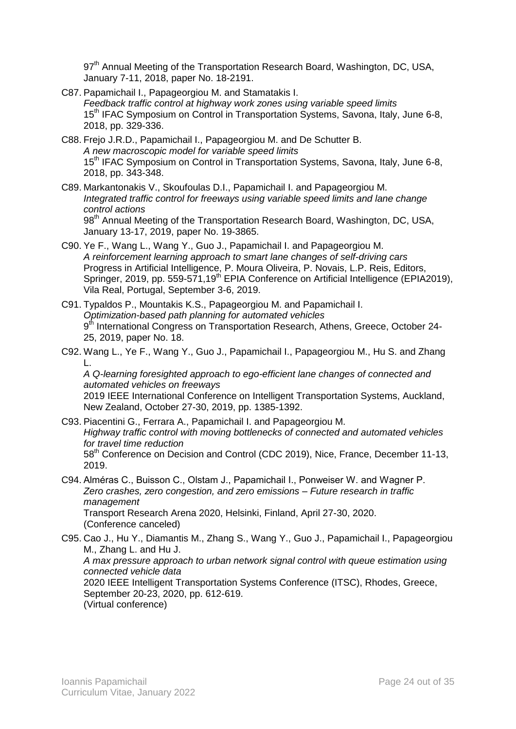97th Annual Meeting of the Transportation Research Board, Washington, DC, USA, January 7-11, 2018, paper No. 18-2191.

C87. Papamichail I., Papageorgiou M. and Stamatakis I.
*Feedback traffic control at highway work zones using variable speed limits*
15th IFAC Symposium on Control in Transportation Systems, Savona, Italy, June 6-8, 2018, pp. 329-336.

C88. Frejo J.R.D., Papamichail I., Papageorgiou M. and De Schutter B.
*A new macroscopic model for variable speed limits*
15th IFAC Symposium on Control in Transportation Systems, Savona, Italy, June 6-8, 2018, pp. 343-348.

C89. Markantonakis V., Skoufoulas D.I., Papamichail I. and Papageorgiou M.
*Integrated traffic control for freeways using variable speed limits and lane change control actions*
98th Annual Meeting of the Transportation Research Board, Washington, DC, USA, January 13-17, 2019, paper No. 19-3865.

C90. Ye F., Wang L., Wang Y., Guo J., Papamichail I. and Papageorgiou M.
*A reinforcement learning approach to smart lane changes of self-driving cars*
Progress in Artificial Intelligence, P. Moura Oliveira, P. Novais, L.P. Reis, Editors, Springer, 2019, pp. 559-571,19th EPIA Conference on Artificial Intelligence (EPIA2019), Vila Real, Portugal, September 3-6, 2019.

C91. Typaldos P., Mountakis K.S., Papageorgiou M. and Papamichail I.
*Optimization-based path planning for automated vehicles*
9th International Congress on Transportation Research, Athens, Greece, October 24-25, 2019, paper No. 18.

C92. Wang L., Ye F., Wang Y., Guo J., Papamichail I., Papageorgiou M., Hu S. and Zhang L.
*A Q-learning foresighted approach to ego-efficient lane changes of connected and automated vehicles on freeways*
2019 IEEE International Conference on Intelligent Transportation Systems, Auckland, New Zealand, October 27-30, 2019, pp. 1385-1392.

C93. Piacentini G., Ferrara A., Papamichail I. and Papageorgiou M.
*Highway traffic control with moving bottlenecks of connected and automated vehicles for travel time reduction*
58th Conference on Decision and Control (CDC 2019), Nice, France, December 11-13, 2019.

C94. Alméras C., Buisson C., Olstam J., Papamichail I., Ponweiser W. and Wagner P.
*Zero crashes, zero congestion, and zero emissions – Future research in traffic management*
Transport Research Arena 2020, Helsinki, Finland, April 27-30, 2020.
(Conference canceled)

C95. Cao J., Hu Y., Diamantis M., Zhang S., Wang Y., Guo J., Papamichail I., Papageorgiou M., Zhang L. and Hu J.
*A max pressure approach to urban network signal control with queue estimation using connected vehicle data*
2020 IEEE Intelligent Transportation Systems Conference (ITSC), Rhodes, Greece, September 20-23, 2020, pp. 612-619.
(Virtual conference)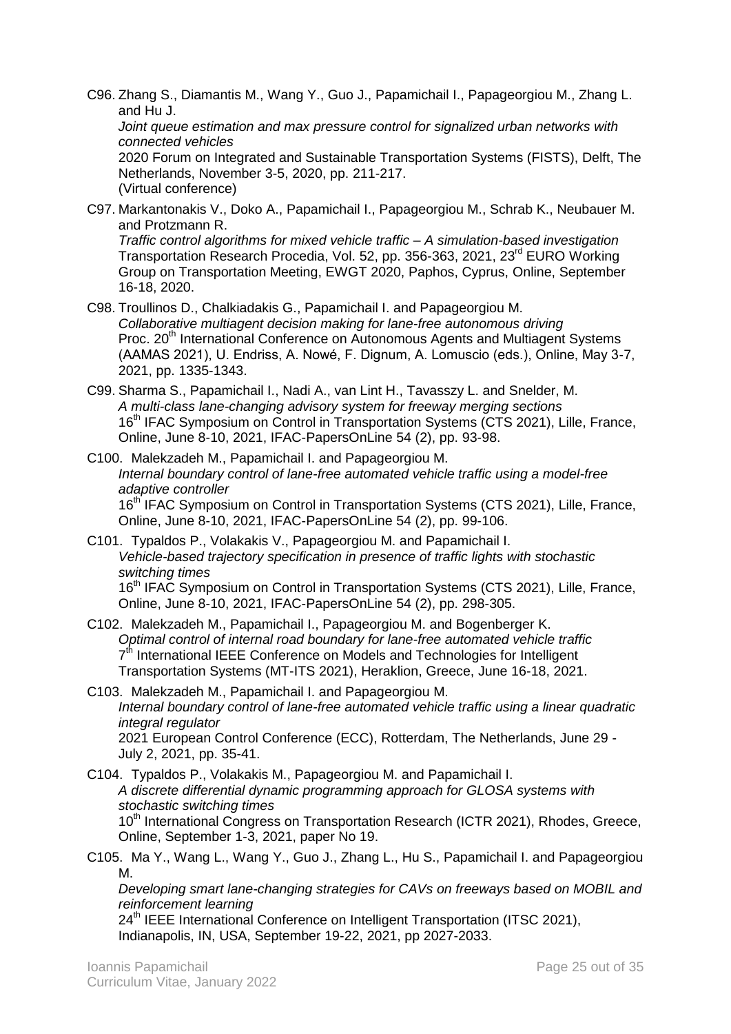C96. Zhang S., Diamantis M., Wang Y., Guo J., Papamichail I., Papageorgiou M., Zhang L. and Hu J.
*Joint queue estimation and max pressure control for signalized urban networks with connected vehicles*
2020 Forum on Integrated and Sustainable Transportation Systems (FISTS), Delft, The Netherlands, November 3-5, 2020, pp. 211-217.
(Virtual conference)

C97. Markantonakis V., Doko A., Papamichail I., Papageorgiou M., Schrab K., Neubauer M. and Protzmann R.
*Traffic control algorithms for mixed vehicle traffic – A simulation-based investigation*
Transportation Research Procedia, Vol. 52, pp. 356-363, 2021, 23rd EURO Working Group on Transportation Meeting, EWGT 2020, Paphos, Cyprus, Online, September 16-18, 2020.

C98. Troullinos D., Chalkiadakis G., Papamichail I. and Papageorgiou M.
*Collaborative multiagent decision making for lane-free autonomous driving*
Proc. 20th International Conference on Autonomous Agents and Multiagent Systems (AAMAS 2021), U. Endriss, A. Nowé, F. Dignum, A. Lomuscio (eds.), Online, May 3-7, 2021, pp. 1335-1343.

C99. Sharma S., Papamichail I., Nadi A., van Lint H., Tavasszy L. and Snelder, M.
*A multi-class lane-changing advisory system for freeway merging sections*
16th IFAC Symposium on Control in Transportation Systems (CTS 2021), Lille, France, Online, June 8-10, 2021, IFAC-PapersOnLine 54 (2), pp. 93-98.

C100. Malekzadeh M., Papamichail I. and Papageorgiou M.
*Internal boundary control of lane-free automated vehicle traffic using a model-free adaptive controller*
16th IFAC Symposium on Control in Transportation Systems (CTS 2021), Lille, France, Online, June 8-10, 2021, IFAC-PapersOnLine 54 (2), pp. 99-106.

C101. Typaldos P., Volakakis V., Papageorgiou M. and Papamichail I.
*Vehicle-based trajectory specification in presence of traffic lights with stochastic switching times*
16th IFAC Symposium on Control in Transportation Systems (CTS 2021), Lille, France, Online, June 8-10, 2021, IFAC-PapersOnLine 54 (2), pp. 298-305.

C102. Malekzadeh M., Papamichail I., Papageorgiou M. and Bogenberger K.
*Optimal control of internal road boundary for lane-free automated vehicle traffic*
7th International IEEE Conference on Models and Technologies for Intelligent Transportation Systems (MT-ITS 2021), Heraklion, Greece, June 16-18, 2021.

C103. Malekzadeh M., Papamichail I. and Papageorgiou M.
*Internal boundary control of lane-free automated vehicle traffic using a linear quadratic integral regulator*
2021 European Control Conference (ECC), Rotterdam, The Netherlands, June 29 - July 2, 2021, pp. 35-41.

C104. Typaldos P., Volakakis M., Papageorgiou M. and Papamichail I.
*A discrete differential dynamic programming approach for GLOSA systems with stochastic switching times*
10th International Congress on Transportation Research (ICTR 2021), Rhodes, Greece, Online, September 1-3, 2021, paper No 19.

C105. Ma Y., Wang L., Wang Y., Guo J., Zhang L., Hu S., Papamichail I. and Papageorgiou M.
*Developing smart lane-changing strategies for CAVs on freeways based on MOBIL and reinforcement learning*
24th IEEE International Conference on Intelligent Transportation (ITSC 2021), Indianapolis, IN, USA, September 19-22, 2021, pp 2027-2033.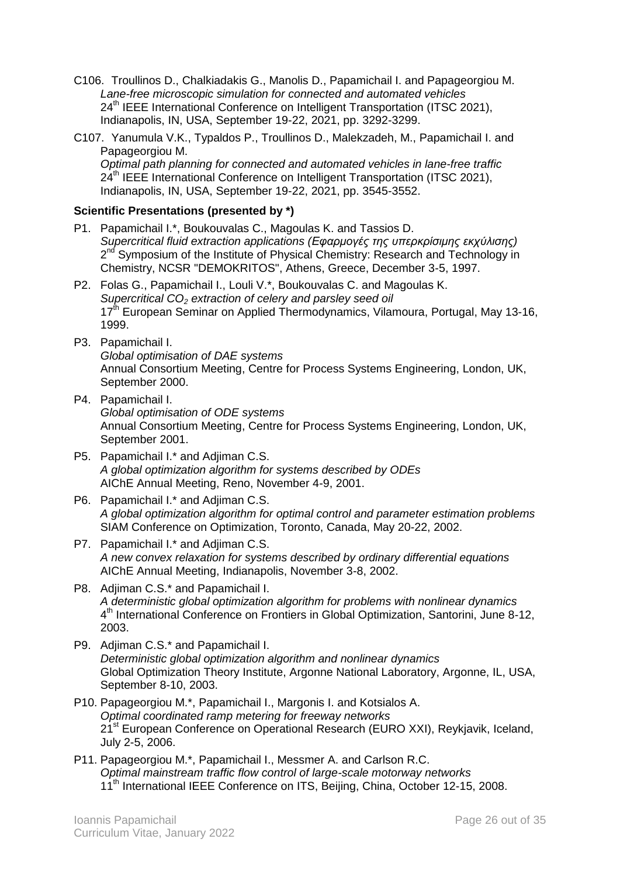C106. Troullinos D., Chalkiadakis G., Manolis D., Papamichail I. and Papageorgiou M.
*Lane-free microscopic simulation for connected and automated vehicles*
24th IEEE International Conference on Intelligent Transportation (ITSC 2021), Indianapolis, IN, USA, September 19-22, 2021, pp. 3292-3299.

C107. Yanumula V.K., Typaldos P., Troullinos D., Malekzadeh, M., Papamichail I. and Papageorgiou M.
*Optimal path planning for connected and automated vehicles in lane-free traffic*
24th IEEE International Conference on Intelligent Transportation (ITSC 2021), Indianapolis, IN, USA, September 19-22, 2021, pp. 3545-3552.

**Scientific Presentations (presented by *)**

P1. Papamichail I.*, Boukouvalas C., Magoulas K. and Tassios D.
*Supercritical fluid extraction applications (Εφαρμογές της υπερκρίσιμης εκχύλισης)*
2nd Symposium of the Institute of Physical Chemistry: Research and Technology in Chemistry, NCSR "DEMOKRITOS", Athens, Greece, December 3-5, 1997.

P2. Folas G., Papamichail I., Louli V.*, Boukouvalas C. and Magoulas K.
*Supercritical $CO_2$ extraction of celery and parsley seed oil*
17th European Seminar on Applied Thermodynamics, Vilamoura, Portugal, May 13-16, 1999.

P3. Papamichail I.
*Global optimisation of DAE systems*
Annual Consortium Meeting, Centre for Process Systems Engineering, London, UK, September 2000.

P4. Papamichail I.
*Global optimisation of ODE systems*
Annual Consortium Meeting, Centre for Process Systems Engineering, London, UK, September 2001.

P5. Papamichail I.* and Adjiman C.S.
*A global optimization algorithm for systems described by ODEs*
AIChE Annual Meeting, Reno, November 4-9, 2001.

P6. Papamichail I.* and Adjiman C.S.
*A global optimization algorithm for optimal control and parameter estimation problems*
SIAM Conference on Optimization, Toronto, Canada, May 20-22, 2002.

P7. Papamichail I.* and Adjiman C.S.
*A new convex relaxation for systems described by ordinary differential equations*
AIChE Annual Meeting, Indianapolis, November 3-8, 2002.

P8. Adjiman C.S.* and Papamichail I.
*A deterministic global optimization algorithm for problems with nonlinear dynamics*
4th International Conference on Frontiers in Global Optimization, Santorini, June 8-12, 2003.

P9. Adjiman C.S.* and Papamichail I.
*Deterministic global optimization algorithm and nonlinear dynamics*
Global Optimization Theory Institute, Argonne National Laboratory, Argonne, IL, USA, September 8-10, 2003.

P10. Papageorgiou M.*, Papamichail I., Margonis I. and Kotsialos A.
*Optimal coordinated ramp metering for freeway networks*
21st European Conference on Operational Research (EURO XXI), Reykjavik, Iceland, July 2-5, 2006.

P11. Papageorgiou M.*, Papamichail I., Messmer A. and Carlson R.C.
*Optimal mainstream traffic flow control of large-scale motorway networks*
11th International IEEE Conference on ITS, Beijing, China, October 12-15, 2008.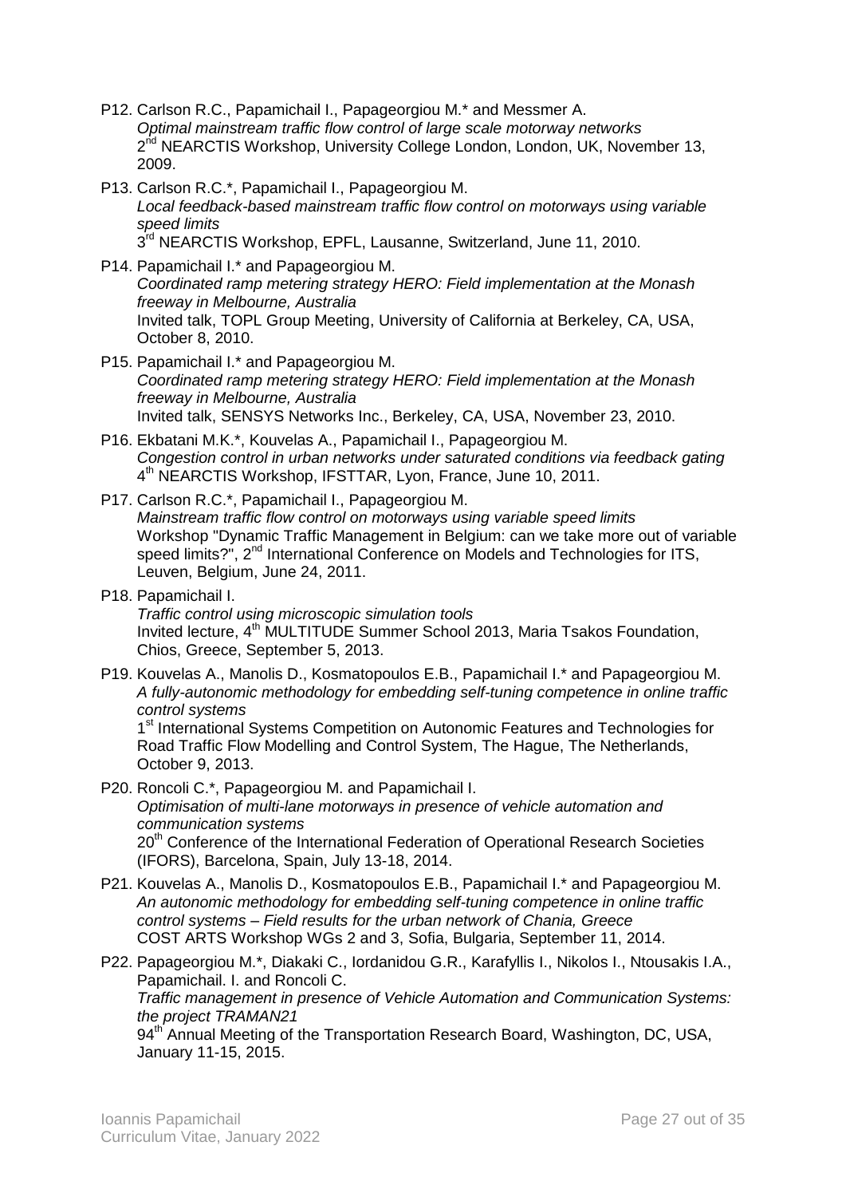P12. Carlson R.C., Papamichail I., Papageorgiou M.* and Messmer A.
*Optimal mainstream traffic flow control of large scale motorway networks*
2nd NEARCTIS Workshop, University College London, London, UK, November 13, 2009.

P13. Carlson R.C.*, Papamichail I., Papageorgiou M.
*Local feedback-based mainstream traffic flow control on motorways using variable speed limits*
3rd NEARCTIS Workshop, EPFL, Lausanne, Switzerland, June 11, 2010.

P14. Papamichail I.* and Papageorgiou M.
*Coordinated ramp metering strategy HERO: Field implementation at the Monash freeway in Melbourne, Australia*
Invited talk, TOPL Group Meeting, University of California at Berkeley, CA, USA, October 8, 2010.

P15. Papamichail I.* and Papageorgiou M.
*Coordinated ramp metering strategy HERO: Field implementation at the Monash freeway in Melbourne, Australia*
Invited talk, SENSYS Networks Inc., Berkeley, CA, USA, November 23, 2010.

P16. Ekbatani M.K.*, Kouvelas A., Papamichail I., Papageorgiou M.
*Congestion control in urban networks under saturated conditions via feedback gating*
4th NEARCTIS Workshop, IFSTTAR, Lyon, France, June 10, 2011.

P17. Carlson R.C.*, Papamichail I., Papageorgiou M.
*Mainstream traffic flow control on motorways using variable speed limits*
Workshop "Dynamic Traffic Management in Belgium: can we take more out of variable speed limits?", 2nd International Conference on Models and Technologies for ITS, Leuven, Belgium, June 24, 2011.

P18. Papamichail I.
*Traffic control using microscopic simulation tools*
Invited lecture, 4th MULTITUDE Summer School 2013, Maria Tsakos Foundation, Chios, Greece, September 5, 2013.

P19. Kouvelas A., Manolis D., Kosmatopoulos E.B., Papamichail I.* and Papageorgiou M.
*A fully-autonomic methodology for embedding self-tuning competence in online traffic control systems*
1st International Systems Competition on Autonomic Features and Technologies for Road Traffic Flow Modelling and Control System, The Hague, The Netherlands, October 9, 2013.

P20. Roncoli C.*, Papageorgiou M. and Papamichail I.
*Optimisation of multi-lane motorways in presence of vehicle automation and communication systems*
20th Conference of the International Federation of Operational Research Societies (IFORS), Barcelona, Spain, July 13-18, 2014.

P21. Kouvelas A., Manolis D., Kosmatopoulos E.B., Papamichail I.* and Papageorgiou M.
*An autonomic methodology for embedding self-tuning competence in online traffic control systems – Field results for the urban network of Chania, Greece*
COST ARTS Workshop WGs 2 and 3, Sofia, Bulgaria, September 11, 2014.

P22. Papageorgiou M.*, Diakaki C., Iordanidou G.R., Karafyllis I., Nikolos I., Ntousakis I.A., Papamichail. I. and Roncoli C.
*Traffic management in presence of Vehicle Automation and Communication Systems: the project TRAMAN21*
94th Annual Meeting of the Transportation Research Board, Washington, DC, USA, January 11-15, 2015.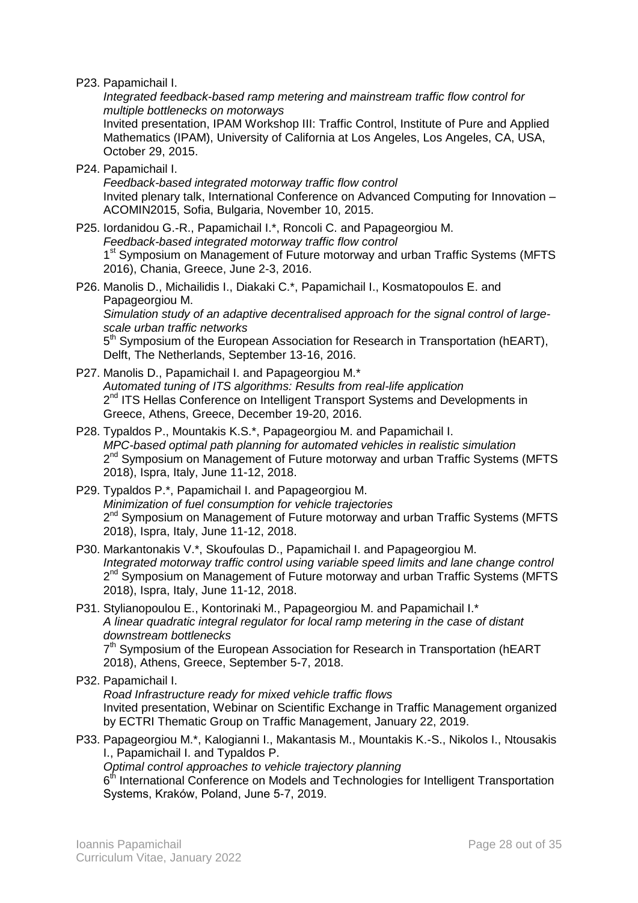P23. Papamichail I.
*Integrated feedback-based ramp metering and mainstream traffic flow control for multiple bottlenecks on motorways*
Invited presentation, IPAM Workshop III: Traffic Control, Institute of Pure and Applied Mathematics (IPAM), University of California at Los Angeles, Los Angeles, CA, USA, October 29, 2015.

P24. Papamichail I.
*Feedback-based integrated motorway traffic flow control*
Invited plenary talk, International Conference on Advanced Computing for Innovation – ACOMIN2015, Sofia, Bulgaria, November 10, 2015.

P25. Iordanidou G.-R., Papamichail I.*, Roncoli C. and Papageorgiou M.
*Feedback-based integrated motorway traffic flow control*
1st Symposium on Management of Future motorway and urban Traffic Systems (MFTS 2016), Chania, Greece, June 2-3, 2016.

P26. Manolis D., Michailidis I., Diakaki C.*, Papamichail I., Kosmatopoulos E. and Papageorgiou M.
*Simulation study of an adaptive decentralised approach for the signal control of large-scale urban traffic networks*
5th Symposium of the European Association for Research in Transportation (hEART), Delft, The Netherlands, September 13-16, 2016.

P27. Manolis D., Papamichail I. and Papageorgiou M.*
*Automated tuning of ITS algorithms: Results from real-life application*
2nd ITS Hellas Conference on Intelligent Transport Systems and Developments in Greece, Athens, Greece, December 19-20, 2016.

P28. Typaldos P., Mountakis K.S.*, Papageorgiou M. and Papamichail I.
*MPC-based optimal path planning for automated vehicles in realistic simulation*
2nd Symposium on Management of Future motorway and urban Traffic Systems (MFTS 2018), Ispra, Italy, June 11-12, 2018.

P29. Typaldos P.*, Papamichail I. and Papageorgiou M.
*Minimization of fuel consumption for vehicle trajectories*
2nd Symposium on Management of Future motorway and urban Traffic Systems (MFTS 2018), Ispra, Italy, June 11-12, 2018.

P30. Markantonakis V.*, Skoufoulas D., Papamichail I. and Papageorgiou M.
*Integrated motorway traffic control using variable speed limits and lane change control*
2nd Symposium on Management of Future motorway and urban Traffic Systems (MFTS 2018), Ispra, Italy, June 11-12, 2018.

P31. Stylianopoulou E., Kontorinaki M., Papageorgiou M. and Papamichail I.*
*A linear quadratic integral regulator for local ramp metering in the case of distant downstream bottlenecks*
7th Symposium of the European Association for Research in Transportation (hEART 2018), Athens, Greece, September 5-7, 2018.

P32. Papamichail I.
*Road Infrastructure ready for mixed vehicle traffic flows*
Invited presentation, Webinar on Scientific Exchange in Traffic Management organized by ECTRI Thematic Group on Traffic Management, January 22, 2019.

P33. Papageorgiou M.*, Kalogianni I., Makantasis M., Mountakis K.-S., Nikolos I., Ntousakis I., Papamichail I. and Typaldos P.
*Optimal control approaches to vehicle trajectory planning*
6th International Conference on Models and Technologies for Intelligent Transportation Systems, Kraków, Poland, June 5-7, 2019.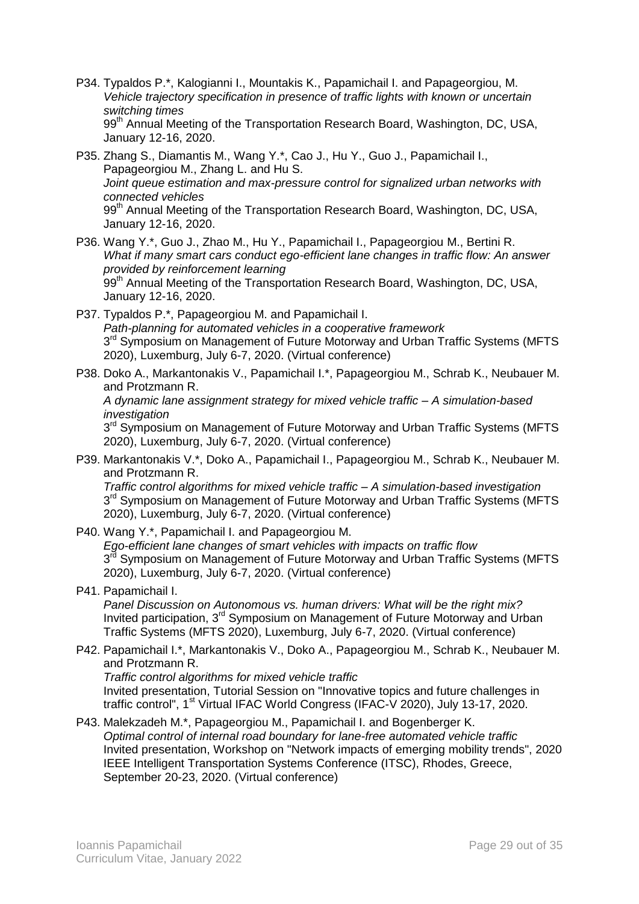P34. Typaldos P.*, Kalogianni I., Mountakis K., Papamichail I. and Papageorgiou, M.
*Vehicle trajectory specification in presence of traffic lights with known or uncertain switching times*
99th Annual Meeting of the Transportation Research Board, Washington, DC, USA, January 12-16, 2020.

P35. Zhang S., Diamantis M., Wang Y.*, Cao J., Hu Y., Guo J., Papamichail I., Papageorgiou M., Zhang L. and Hu S.
*Joint queue estimation and max-pressure control for signalized urban networks with connected vehicles*
99th Annual Meeting of the Transportation Research Board, Washington, DC, USA, January 12-16, 2020.

P36. Wang Y.*, Guo J., Zhao M., Hu Y., Papamichail I., Papageorgiou M., Bertini R.
*What if many smart cars conduct ego-efficient lane changes in traffic flow: An answer provided by reinforcement learning*
99th Annual Meeting of the Transportation Research Board, Washington, DC, USA, January 12-16, 2020.

P37. Typaldos P.*, Papageorgiou M. and Papamichail I.
*Path-planning for automated vehicles in a cooperative framework*
3rd Symposium on Management of Future Motorway and Urban Traffic Systems (MFTS 2020), Luxemburg, July 6-7, 2020. (Virtual conference)

P38. Doko A., Markantonakis V., Papamichail I.*, Papageorgiou M., Schrab K., Neubauer M. and Protzmann R.
*A dynamic lane assignment strategy for mixed vehicle traffic – A simulation-based investigation*
3rd Symposium on Management of Future Motorway and Urban Traffic Systems (MFTS 2020), Luxemburg, July 6-7, 2020. (Virtual conference)

P39. Markantonakis V.*, Doko A., Papamichail I., Papageorgiou M., Schrab K., Neubauer M. and Protzmann R.
*Traffic control algorithms for mixed vehicle traffic – A simulation-based investigation*
3rd Symposium on Management of Future Motorway and Urban Traffic Systems (MFTS 2020), Luxemburg, July 6-7, 2020. (Virtual conference)

P40. Wang Y.*, Papamichail I. and Papageorgiou M.
*Ego-efficient lane changes of smart vehicles with impacts on traffic flow*
3rd Symposium on Management of Future Motorway and Urban Traffic Systems (MFTS 2020), Luxemburg, July 6-7, 2020. (Virtual conference)

P41. Papamichail I.
*Panel Discussion on Autonomous vs. human drivers: What will be the right mix?*
Invited participation, 3rd Symposium on Management of Future Motorway and Urban Traffic Systems (MFTS 2020), Luxemburg, July 6-7, 2020. (Virtual conference)

P42. Papamichail I.*, Markantonakis V., Doko A., Papageorgiou M., Schrab K., Neubauer M. and Protzmann R.
*Traffic control algorithms for mixed vehicle traffic*
Invited presentation, Tutorial Session on "Innovative topics and future challenges in traffic control", 1st Virtual IFAC World Congress (IFAC-V 2020), July 13-17, 2020.

P43. Malekzadeh M.*, Papageorgiou M., Papamichail I. and Bogenberger K.
*Optimal control of internal road boundary for lane-free automated vehicle traffic*
Invited presentation, Workshop on "Network impacts of emerging mobility trends", 2020 IEEE Intelligent Transportation Systems Conference (ITSC), Rhodes, Greece, September 20-23, 2020. (Virtual conference)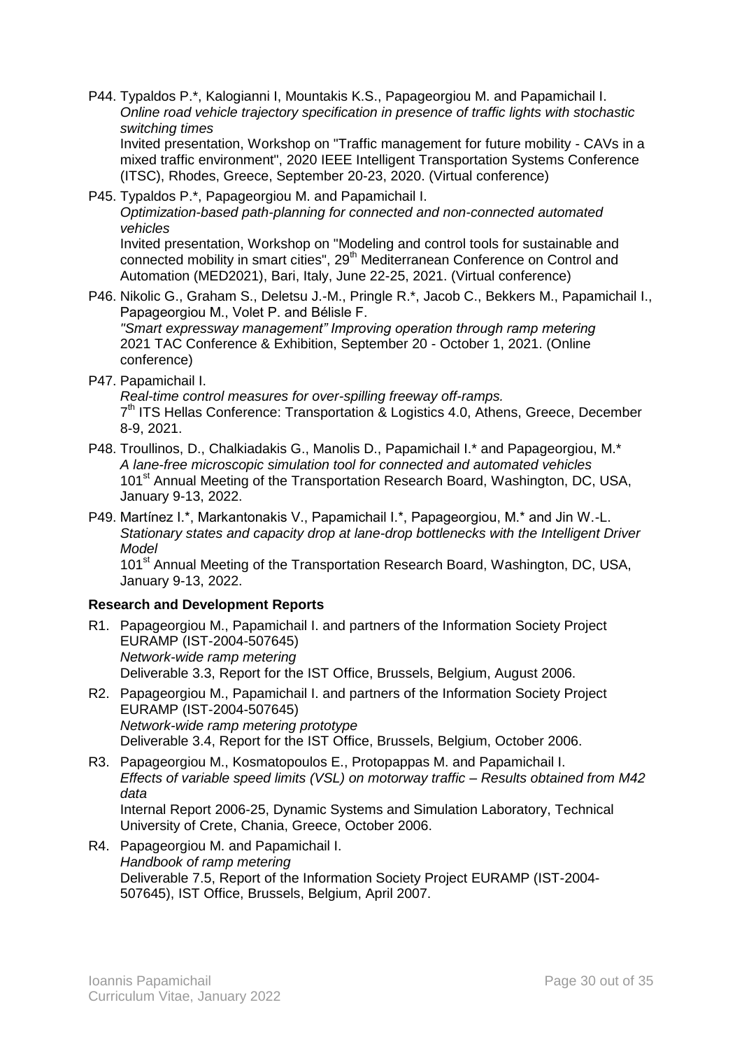P44. Typaldos P.*, Kalogianni I, Mountakis K.S., Papageorgiou M. and Papamichail I.
*Online road vehicle trajectory specification in presence of traffic lights with stochastic switching times*
Invited presentation, Workshop on "Traffic management for future mobility - CAVs in a mixed traffic environment", 2020 IEEE Intelligent Transportation Systems Conference (ITSC), Rhodes, Greece, September 20-23, 2020. (Virtual conference)

P45. Typaldos P.*, Papageorgiou M. and Papamichail I.
*Optimization-based path-planning for connected and non-connected automated vehicles*
Invited presentation, Workshop on "Modeling and control tools for sustainable and connected mobility in smart cities", 29th Mediterranean Conference on Control and Automation (MED2021), Bari, Italy, June 22-25, 2021. (Virtual conference)

P46. Nikolic G., Graham S., Deletsu J.-M., Pringle R.*, Jacob C., Bekkers M., Papamichail I., Papageorgiou M., Volet P. and Bélisle F.
*"Smart expressway management" Improving operation through ramp metering*
2021 TAC Conference & Exhibition, September 20 - October 1, 2021. (Online conference)

P47. Papamichail I.
*Real-time control measures for over-spilling freeway off-ramps.*
7th ITS Hellas Conference: Transportation & Logistics 4.0, Athens, Greece, December 8-9, 2021.

P48. Troullinos, D., Chalkiadakis G., Manolis D., Papamichail I.* and Papageorgiou, M.*
*A lane-free microscopic simulation tool for connected and automated vehicles*
101st Annual Meeting of the Transportation Research Board, Washington, DC, USA, January 9-13, 2022.

P49. Martínez I.*, Markantonakis V., Papamichail I.*, Papageorgiou, M.* and Jin W.-L.
*Stationary states and capacity drop at lane-drop bottlenecks with the Intelligent Driver Model*
101st Annual Meeting of the Transportation Research Board, Washington, DC, USA, January 9-13, 2022.

**Research and Development Reports**

R1. Papageorgiou M., Papamichail I. and partners of the Information Society Project EURAMP (IST-2004-507645)
*Network-wide ramp metering*
Deliverable 3.3, Report for the IST Office, Brussels, Belgium, August 2006.

R2. Papageorgiou M., Papamichail I. and partners of the Information Society Project EURAMP (IST-2004-507645)
*Network-wide ramp metering prototype*
Deliverable 3.4, Report for the IST Office, Brussels, Belgium, October 2006.

R3. Papageorgiou M., Kosmatopoulos E., Protopappas M. and Papamichail I.
*Effects of variable speed limits (VSL) on motorway traffic – Results obtained from M42 data*
Internal Report 2006-25, Dynamic Systems and Simulation Laboratory, Technical University of Crete, Chania, Greece, October 2006.

R4. Papageorgiou M. and Papamichail I.
*Handbook of ramp metering*
Deliverable 7.5, Report of the Information Society Project EURAMP (IST-2004-507645), IST Office, Brussels, Belgium, April 2007.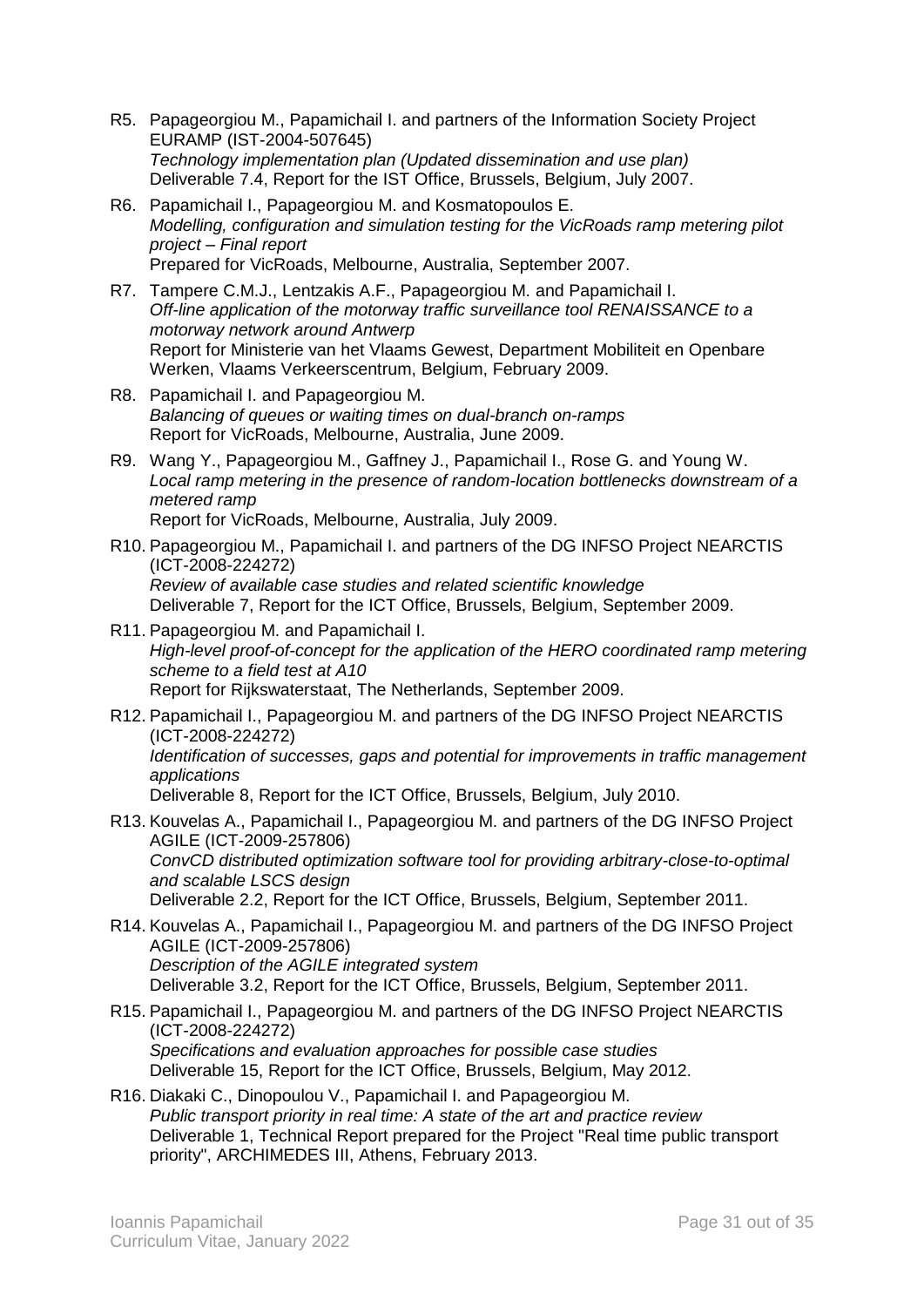R5. Papageorgiou M., Papamichail I. and partners of the Information Society Project EURAMP (IST-2004-507645)
*Technology implementation plan (Updated dissemination and use plan)*
Deliverable 7.4, Report for the IST Office, Brussels, Belgium, July 2007.

R6. Papamichail I., Papageorgiou M. and Kosmatopoulos E.
*Modelling, configuration and simulation testing for the VicRoads ramp metering pilot project – Final report*
Prepared for VicRoads, Melbourne, Australia, September 2007.

R7. Tampere C.M.J., Lentzakis A.F., Papageorgiou M. and Papamichail I.
*Off-line application of the motorway traffic surveillance tool RENAISSANCE to a motorway network around Antwerp*
Report for Ministerie van het Vlaams Gewest, Department Mobiliteit en Openbare Werken, Vlaams Verkeerscentrum, Belgium, February 2009.

R8. Papamichail I. and Papageorgiou M.
*Balancing of queues or waiting times on dual-branch on-ramps*
Report for VicRoads, Melbourne, Australia, June 2009.

R9. Wang Y., Papageorgiou M., Gaffney J., Papamichail I., Rose G. and Young W.
*Local ramp metering in the presence of random-location bottlenecks downstream of a metered ramp*
Report for VicRoads, Melbourne, Australia, July 2009.

R10. Papageorgiou M., Papamichail I. and partners of the DG INFSO Project NEARCTIS (ICT-2008-224272)
*Review of available case studies and related scientific knowledge*
Deliverable 7, Report for the ICT Office, Brussels, Belgium, September 2009.

R11. Papageorgiou M. and Papamichail I.
*High-level proof-of-concept for the application of the HERO coordinated ramp metering scheme to a field test at A10*
Report for Rijkswaterstaat, The Netherlands, September 2009.

R12. Papamichail I., Papageorgiou M. and partners of the DG INFSO Project NEARCTIS (ICT-2008-224272)
*Identification of successes, gaps and potential for improvements in traffic management applications*
Deliverable 8, Report for the ICT Office, Brussels, Belgium, July 2010.

R13. Kouvelas A., Papamichail I., Papageorgiou M. and partners of the DG INFSO Project AGILE (ICT-2009-257806)
*ConvCD distributed optimization software tool for providing arbitrary-close-to-optimal and scalable LSCS design*
Deliverable 2.2, Report for the ICT Office, Brussels, Belgium, September 2011.

R14. Kouvelas A., Papamichail I., Papageorgiou M. and partners of the DG INFSO Project AGILE (ICT-2009-257806)
*Description of the AGILE integrated system*
Deliverable 3.2, Report for the ICT Office, Brussels, Belgium, September 2011.

R15. Papamichail I., Papageorgiou M. and partners of the DG INFSO Project NEARCTIS (ICT-2008-224272)
*Specifications and evaluation approaches for possible case studies*
Deliverable 15, Report for the ICT Office, Brussels, Belgium, May 2012.

R16. Diakaki C., Dinopoulou V., Papamichail I. and Papageorgiou M.
*Public transport priority in real time: A state of the art and practice review*
Deliverable 1, Technical Report prepared for the Project "Real time public transport priority", ARCHIMEDES III, Athens, February 2013.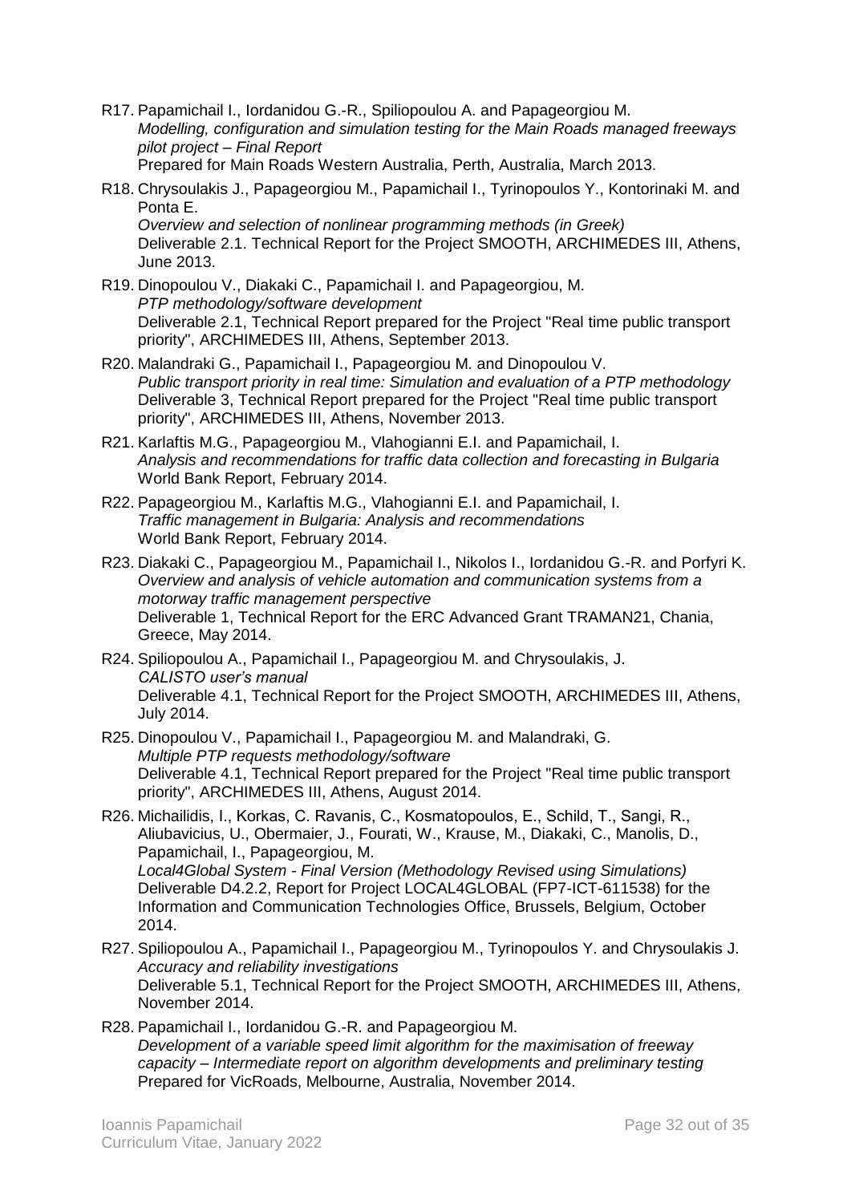R17. Papamichail I., Iordanidou G.-R., Spiliopoulou A. and Papageorgiou M.
*Modelling, configuration and simulation testing for the Main Roads managed freeways pilot project – Final Report*
Prepared for Main Roads Western Australia, Perth, Australia, March 2013.

R18. Chrysoulakis J., Papageorgiou M., Papamichail I., Tyrinopoulos Y., Kontorinaki M. and Ponta E.
*Overview and selection of nonlinear programming methods (in Greek)*
Deliverable 2.1. Technical Report for the Project SMOOTH, ARCHIMEDES III, Athens, June 2013.

R19. Dinopoulou V., Diakaki C., Papamichail I. and Papageorgiou, M.
*PTP methodology/software development*
Deliverable 2.1, Technical Report prepared for the Project "Real time public transport priority", ARCHIMEDES III, Athens, September 2013.

R20. Malandraki G., Papamichail I., Papageorgiou M. and Dinopoulou V.
*Public transport priority in real time: Simulation and evaluation of a PTP methodology*
Deliverable 3, Technical Report prepared for the Project "Real time public transport priority", ARCHIMEDES III, Athens, November 2013.

R21. Karlaftis M.G., Papageorgiou M., Vlahogianni E.I. and Papamichail, I.
*Analysis and recommendations for traffic data collection and forecasting in Bulgaria*
World Bank Report, February 2014.

R22. Papageorgiou M., Karlaftis M.G., Vlahogianni E.I. and Papamichail, I.
*Traffic management in Bulgaria: Analysis and recommendations*
World Bank Report, February 2014.

R23. Diakaki C., Papageorgiou M., Papamichail I., Nikolos I., Iordanidou G.-R. and Porfyri K.
*Overview and analysis of vehicle automation and communication systems from a motorway traffic management perspective*
Deliverable 1, Technical Report for the ERC Advanced Grant TRAMAN21, Chania, Greece, May 2014.

R24. Spiliopoulou A., Papamichail I., Papageorgiou M. and Chrysoulakis, J.
*CALISTO user's manual*
Deliverable 4.1, Technical Report for the Project SMOOTH, ARCHIMEDES III, Athens, July 2014.

R25. Dinopoulou V., Papamichail I., Papageorgiou M. and Malandraki, G.
*Multiple PTP requests methodology/software*
Deliverable 4.1, Technical Report prepared for the Project "Real time public transport priority", ARCHIMEDES III, Athens, August 2014.

R26. Michailidis, I., Korkas, C. Ravanis, C., Kosmatopoulos, E., Schild, T., Sangi, R., Aliubavicius, U., Obermaier, J., Fourati, W., Krause, M., Diakaki, C., Manolis, D., Papamichail, I., Papageorgiou, M.
*Local4Global System - Final Version (Methodology Revised using Simulations)*
Deliverable D4.2.2, Report for Project LOCAL4GLOBAL (FP7-ICT-611538) for the Information and Communication Technologies Office, Brussels, Belgium, October 2014.

R27. Spiliopoulou A., Papamichail I., Papageorgiou M., Tyrinopoulos Y. and Chrysoulakis J.
*Accuracy and reliability investigations*
Deliverable 5.1, Technical Report for the Project SMOOTH, ARCHIMEDES III, Athens, November 2014.

R28. Papamichail I., Iordanidou G.-R. and Papageorgiou M.
*Development of a variable speed limit algorithm for the maximisation of freeway capacity – Intermediate report on algorithm developments and preliminary testing*
Prepared for VicRoads, Melbourne, Australia, November 2014.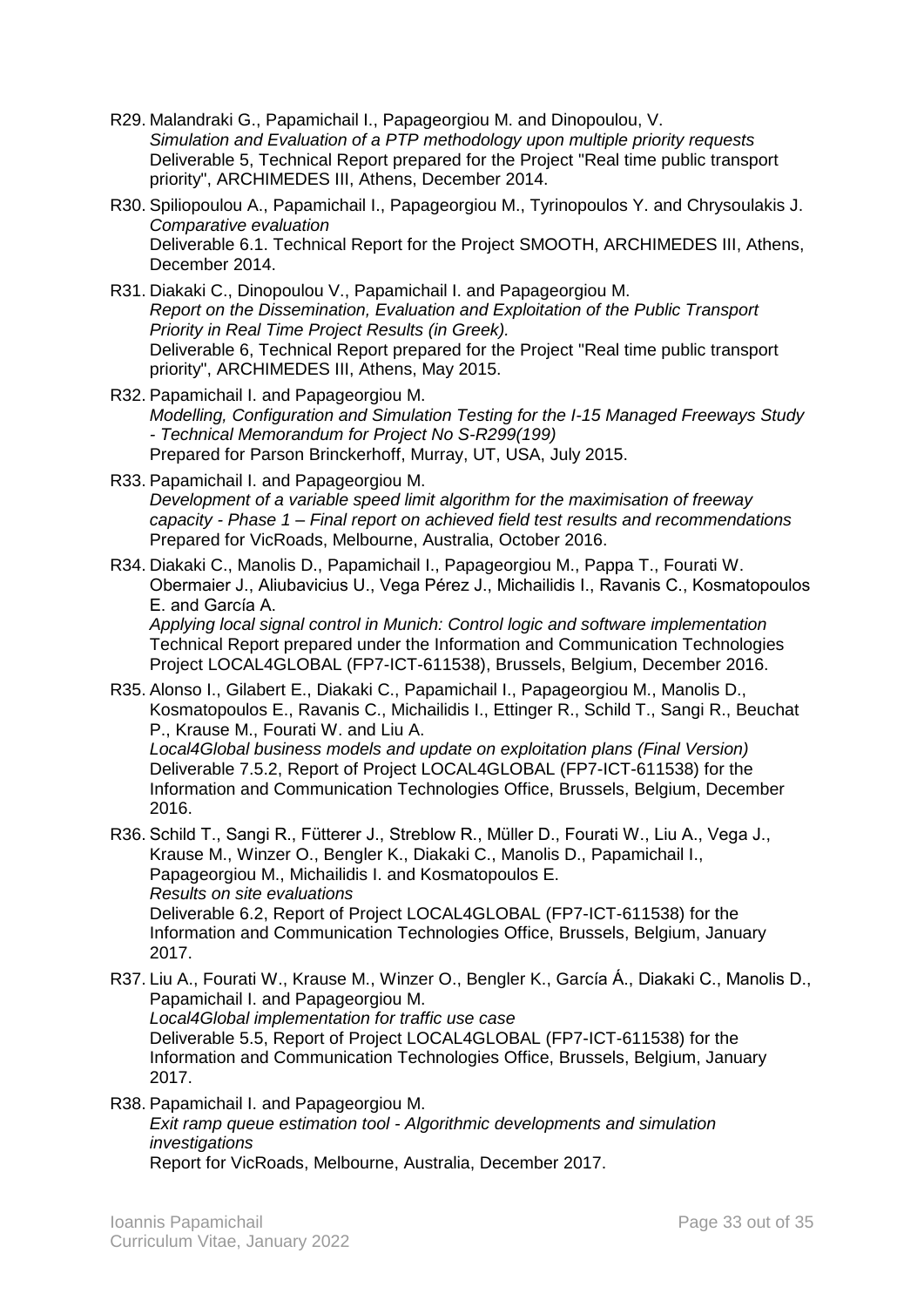R29. Malandraki G., Papamichail I., Papageorgiou M. and Dinopoulou, V.
*Simulation and Evaluation of a PTP methodology upon multiple priority requests*
Deliverable 5, Technical Report prepared for the Project "Real time public transport priority", ARCHIMEDES III, Athens, December 2014.

R30. Spiliopoulou A., Papamichail I., Papageorgiou M., Tyrinopoulos Y. and Chrysoulakis J.
*Comparative evaluation*
Deliverable 6.1. Technical Report for the Project SMOOTH, ARCHIMEDES III, Athens, December 2014.

R31. Diakaki C., Dinopoulou V., Papamichail I. and Papageorgiou M.
*Report on the Dissemination, Evaluation and Exploitation of the Public Transport Priority in Real Time Project Results (in Greek).*
Deliverable 6, Technical Report prepared for the Project "Real time public transport priority", ARCHIMEDES III, Athens, May 2015.

R32. Papamichail I. and Papageorgiou M.
*Modelling, Configuration and Simulation Testing for the I-15 Managed Freeways Study - Technical Memorandum for Project No S-R299(199)*
Prepared for Parson Brinckerhoff, Murray, UT, USA, July 2015.

R33. Papamichail I. and Papageorgiou M.
*Development of a variable speed limit algorithm for the maximisation of freeway capacity - Phase 1 – Final report on achieved field test results and recommendations*
Prepared for VicRoads, Melbourne, Australia, October 2016.

R34. Diakaki C., Manolis D., Papamichail I., Papageorgiou M., Pappa T., Fourati W. Obermaier J., Aliubavicius U., Vega Pérez J., Michailidis I., Ravanis C., Kosmatopoulos E. and García A.
*Applying local signal control in Munich: Control logic and software implementation*
Technical Report prepared under the Information and Communication Technologies Project LOCAL4GLOBAL (FP7-ICT-611538), Brussels, Belgium, December 2016.

R35. Alonso I., Gilabert E., Diakaki C., Papamichail I., Papageorgiou M., Manolis D., Kosmatopoulos E., Ravanis C., Michailidis I., Ettinger R., Schild T., Sangi R., Beuchat P., Krause M., Fourati W. and Liu A.
*Local4Global business models and update on exploitation plans (Final Version)*
Deliverable 7.5.2, Report of Project LOCAL4GLOBAL (FP7-ICT-611538) for the Information and Communication Technologies Office, Brussels, Belgium, December 2016.

R36. Schild T., Sangi R., Fütterer J., Streblow R., Müller D., Fourati W., Liu A., Vega J., Krause M., Winzer O., Bengler K., Diakaki C., Manolis D., Papamichail I., Papageorgiou M., Michailidis I. and Kosmatopoulos E.
*Results on site evaluations*
Deliverable 6.2, Report of Project LOCAL4GLOBAL (FP7-ICT-611538) for the Information and Communication Technologies Office, Brussels, Belgium, January 2017.

R37. Liu A., Fourati W., Krause M., Winzer O., Bengler K., García Á., Diakaki C., Manolis D., Papamichail I. and Papageorgiou M.
*Local4Global implementation for traffic use case*
Deliverable 5.5, Report of Project LOCAL4GLOBAL (FP7-ICT-611538) for the Information and Communication Technologies Office, Brussels, Belgium, January 2017.

R38. Papamichail I. and Papageorgiou M.
*Exit ramp queue estimation tool - Algorithmic developments and simulation investigations*
Report for VicRoads, Melbourne, Australia, December 2017.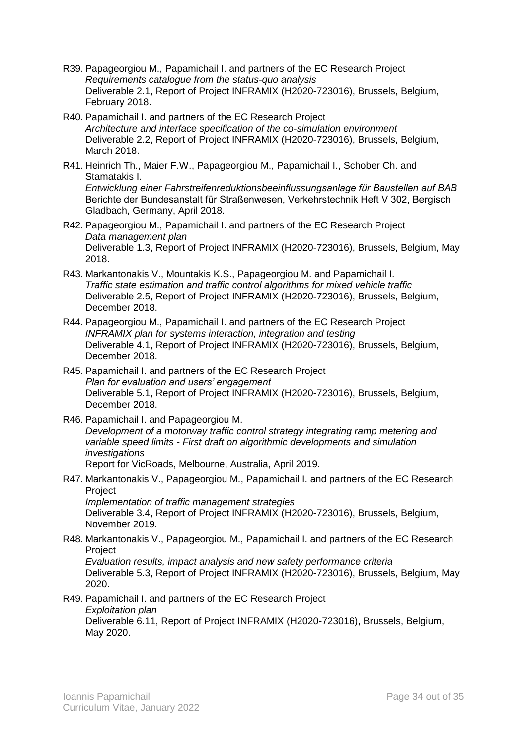R39. Papageorgiou M., Papamichail I. and partners of the EC Research Project
*Requirements catalogue from the status-quo analysis*
Deliverable 2.1, Report of Project INFRAMIX (H2020-723016), Brussels, Belgium, February 2018.

R40. Papamichail I. and partners of the EC Research Project
*Architecture and interface specification of the co-simulation environment*
Deliverable 2.2, Report of Project INFRAMIX (H2020-723016), Brussels, Belgium, March 2018.

R41. Heinrich Th., Maier F.W., Papageorgiou M., Papamichail I., Schober Ch. and Stamatakis I.
*Entwicklung einer Fahrstreifenreduktionsbeeinflussungsanlage für Baustellen auf BAB*
Berichte der Bundesanstalt für Straßenwesen, Verkehrstechnik Heft V 302, Bergisch Gladbach, Germany, April 2018.

R42. Papageorgiou M., Papamichail I. and partners of the EC Research Project
*Data management plan*
Deliverable 1.3, Report of Project INFRAMIX (H2020-723016), Brussels, Belgium, May 2018.

R43. Markantonakis V., Mountakis K.S., Papageorgiou M. and Papamichail I.
*Traffic state estimation and traffic control algorithms for mixed vehicle traffic*
Deliverable 2.5, Report of Project INFRAMIX (H2020-723016), Brussels, Belgium, December 2018.

R44. Papageorgiou M., Papamichail I. and partners of the EC Research Project
*INFRAMIX plan for systems interaction, integration and testing*
Deliverable 4.1, Report of Project INFRAMIX (H2020-723016), Brussels, Belgium, December 2018.

R45. Papamichail I. and partners of the EC Research Project
*Plan for evaluation and users' engagement*
Deliverable 5.1, Report of Project INFRAMIX (H2020-723016), Brussels, Belgium, December 2018.

R46. Papamichail I. and Papageorgiou M.
*Development of a motorway traffic control strategy integrating ramp metering and variable speed limits - First draft on algorithmic developments and simulation investigations*
Report for VicRoads, Melbourne, Australia, April 2019.

R47. Markantonakis V., Papageorgiou M., Papamichail I. and partners of the EC Research Project
*Implementation of traffic management strategies*
Deliverable 3.4, Report of Project INFRAMIX (H2020-723016), Brussels, Belgium, November 2019.

R48. Markantonakis V., Papageorgiou M., Papamichail I. and partners of the EC Research Project
*Evaluation results, impact analysis and new safety performance criteria*
Deliverable 5.3, Report of Project INFRAMIX (H2020-723016), Brussels, Belgium, May 2020.

R49. Papamichail I. and partners of the EC Research Project
*Exploitation plan*
Deliverable 6.11, Report of Project INFRAMIX (H2020-723016), Brussels, Belgium, May 2020.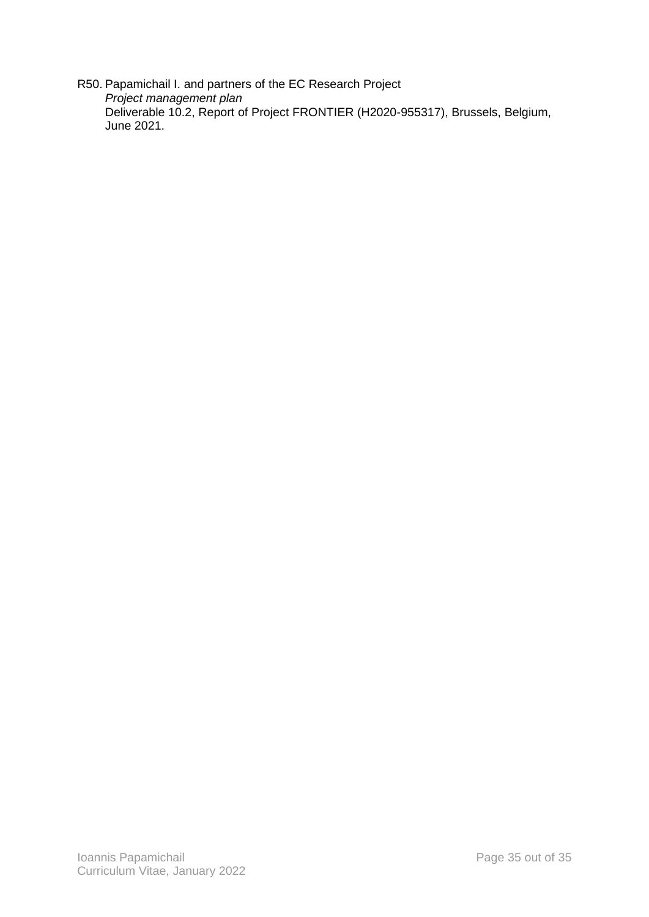R50. Papamichail I. and partners of the EC Research Project
*Project management plan*
Deliverable 10.2, Report of Project FRONTIER (H2020-955317), Brussels, Belgium, June 2021.